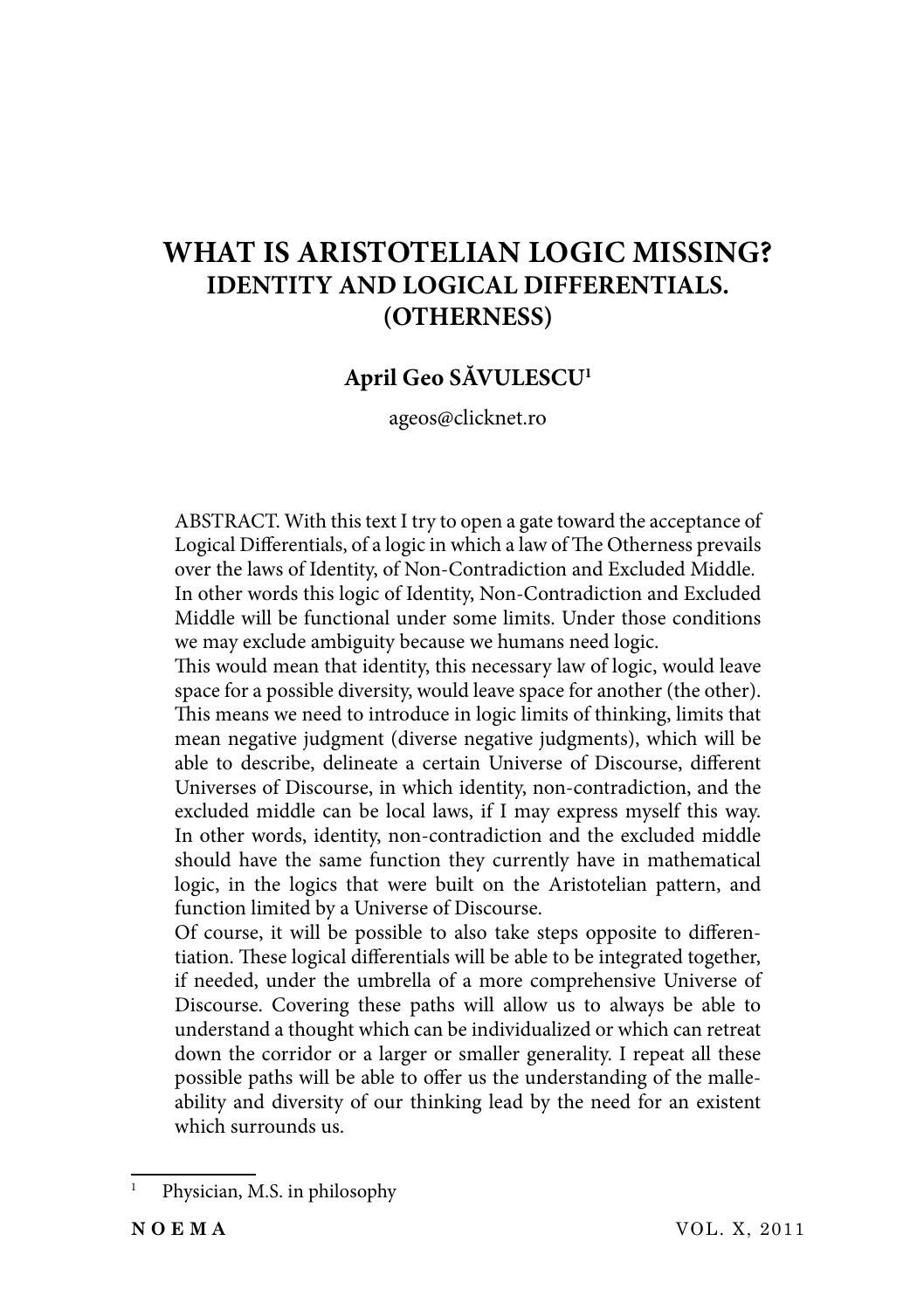# WHAT IS ARISTOTELIAN LOGIC MISSING?
## IDENTITY AND LOGICAL DIFFERENTIALS. (OTHERNESS)

**April Geo SĂVULESCU**[1]

ageos@clicknet.ro

ABSTRACT. With this text I try to open a gate toward the acceptance of Logical Differentials, of a logic in which a law of The Otherness prevails over the laws of Identity, of Non-Contradiction and Excluded Middle. In other words this logic of Identity, Non-Contradiction and Excluded Middle will be functional under some limits. Under those conditions we may exclude ambiguity because we humans need logic.
This would mean that identity, this necessary law of logic, would leave space for a possible diversity, would leave space for another (the other). This means we need to introduce in logic limits of thinking, limits that mean negative judgment (diverse negative judgments), which will be able to describe, delineate a certain Universe of Discourse, different Universes of Discourse, in which identity, non-contradiction, and the excluded middle can be local laws, if I may express myself this way. In other words, identity, non-contradiction and the excluded middle should have the same function they currently have in mathematical logic, in the logics that were built on the Aristotelian pattern, and function limited by a Universe of Discourse.
Of course, it will be possible to also take steps opposite to differentiation. These logical differentials will be able to be integrated together, if needed, under the umbrella of a more comprehensive Universe of Discourse. Covering these paths will allow us to always be able to understand a thought which can be individualized or which can retreat down the corridor or a larger or smaller generality. I repeat all these possible paths will be able to offer us the understanding of the malleability and diversity of our thinking lead by the need for an existent which surrounds us.

[1] Physician, M.S. in philosophy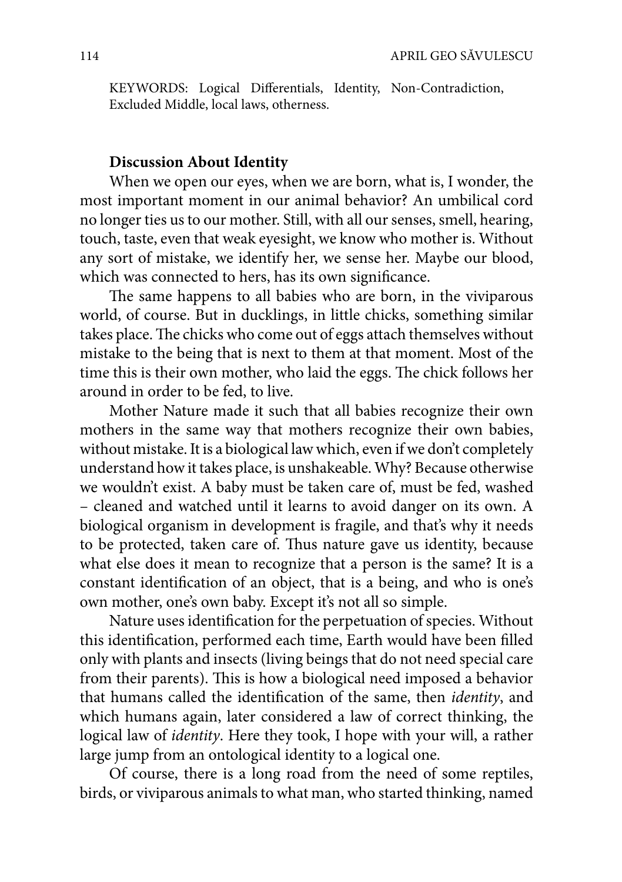KEYWORDS: Logical Differentials, Identity, Non-Contradiction, Excluded Middle, local laws, otherness.

**Discussion About Identity**

When we open our eyes, when we are born, what is, I wonder, the most important moment in our animal behavior? An umbilical cord no longer ties us to our mother. Still, with all our senses, smell, hearing, touch, taste, even that weak eyesight, we know who mother is. Without any sort of mistake, we identify her, we sense her. Maybe our blood, which was connected to hers, has its own significance.

The same happens to all babies who are born, in the viviparous world, of course. But in ducklings, in little chicks, something similar takes place. The chicks who come out of eggs attach themselves without mistake to the being that is next to them at that moment. Most of the time this is their own mother, who laid the eggs. The chick follows her around in order to be fed, to live.

Mother Nature made it such that all babies recognize their own mothers in the same way that mothers recognize their own babies, without mistake. It is a biological law which, even if we don't completely understand how it takes place, is unshakeable. Why? Because otherwise we wouldn't exist. A baby must be taken care of, must be fed, washed – cleaned and watched until it learns to avoid danger on its own. A biological organism in development is fragile, and that's why it needs to be protected, taken care of. Thus nature gave us identity, because what else does it mean to recognize that a person is the same? It is a constant identification of an object, that is a being, and who is one's own mother, one's own baby. Except it's not all so simple.

Nature uses identification for the perpetuation of species. Without this identification, performed each time, Earth would have been filled only with plants and insects (living beings that do not need special care from their parents). This is how a biological need imposed a behavior that humans called the identification of the same, then *identity*, and which humans again, later considered a law of correct thinking, the logical law of *identity*. Here they took, I hope with your will, a rather large jump from an ontological identity to a logical one.

Of course, there is a long road from the need of some reptiles, birds, or viviparous animals to what man, who started thinking, named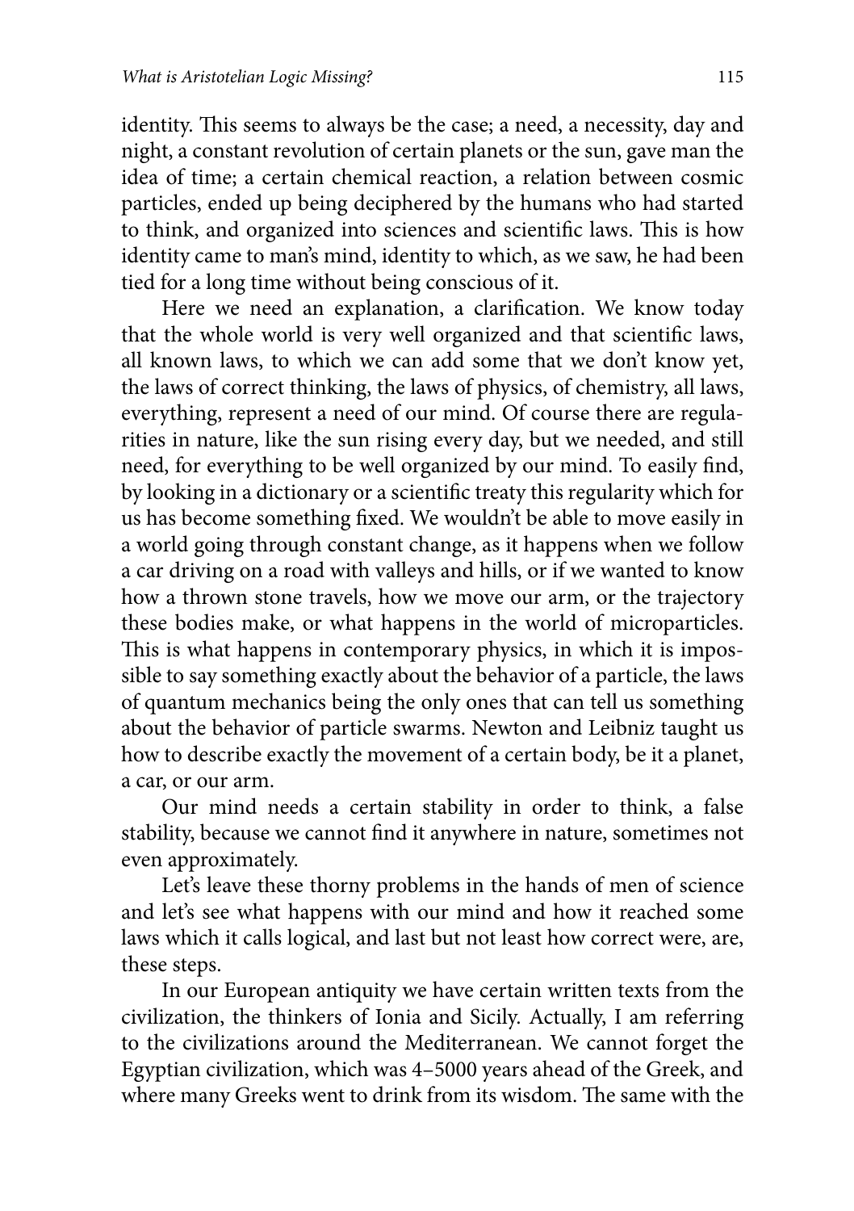identity. This seems to always be the case; a need, a necessity, day and night, a constant revolution of certain planets or the sun, gave man the idea of time; a certain chemical reaction, a relation between cosmic particles, ended up being deciphered by the humans who had started to think, and organized into sciences and scientific laws. This is how identity came to man's mind, identity to which, as we saw, he had been tied for a long time without being conscious of it.

Here we need an explanation, a clarification. We know today that the whole world is very well organized and that scientific laws, all known laws, to which we can add some that we don't know yet, the laws of correct thinking, the laws of physics, of chemistry, all laws, everything, represent a need of our mind. Of course there are regularities in nature, like the sun rising every day, but we needed, and still need, for everything to be well organized by our mind. To easily find, by looking in a dictionary or a scientific treaty this regularity which for us has become something fixed. We wouldn't be able to move easily in a world going through constant change, as it happens when we follow a car driving on a road with valleys and hills, or if we wanted to know how a thrown stone travels, how we move our arm, or the trajectory these bodies make, or what happens in the world of microparticles. This is what happens in contemporary physics, in which it is impossible to say something exactly about the behavior of a particle, the laws of quantum mechanics being the only ones that can tell us something about the behavior of particle swarms. Newton and Leibniz taught us how to describe exactly the movement of a certain body, be it a planet, a car, or our arm.

Our mind needs a certain stability in order to think, a false stability, because we cannot find it anywhere in nature, sometimes not even approximately.

Let's leave these thorny problems in the hands of men of science and let's see what happens with our mind and how it reached some laws which it calls logical, and last but not least how correct were, are, these steps.

In our European antiquity we have certain written texts from the civilization, the thinkers of Ionia and Sicily. Actually, I am referring to the civilizations around the Mediterranean. We cannot forget the Egyptian civilization, which was 4–5000 years ahead of the Greek, and where many Greeks went to drink from its wisdom. The same with the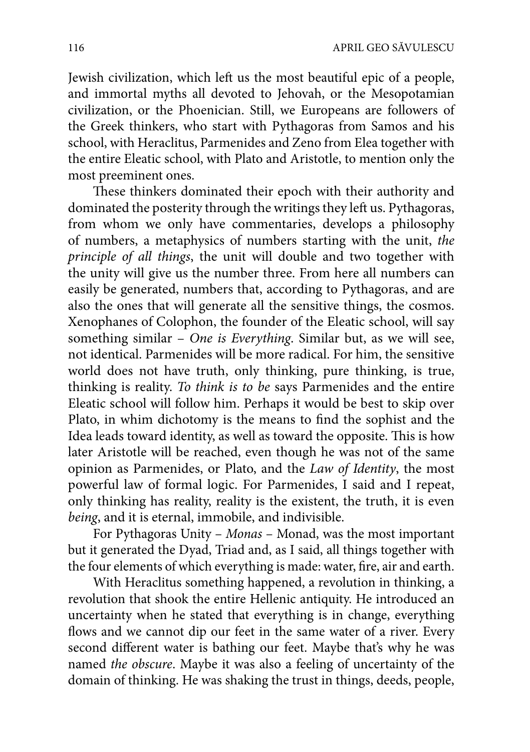Jewish civilization, which left us the most beautiful epic of a people, and immortal myths all devoted to Jehovah, or the Mesopotamian civilization, or the Phoenician. Still, we Europeans are followers of the Greek thinkers, who start with Pythagoras from Samos and his school, with Heraclitus, Parmenides and Zeno from Elea together with the entire Eleatic school, with Plato and Aristotle, to mention only the most preeminent ones.

These thinkers dominated their epoch with their authority and dominated the posterity through the writings they left us. Pythagoras, from whom we only have commentaries, develops a philosophy of numbers, a metaphysics of numbers starting with the unit, *the principle of all things*, the unit will double and two together with the unity will give us the number three. From here all numbers can easily be generated, numbers that, according to Pythagoras, and are also the ones that will generate all the sensitive things, the cosmos. Xenophanes of Colophon, the founder of the Eleatic school, will say something similar – *One is Everything*. Similar but, as we will see, not identical. Parmenides will be more radical. For him, the sensitive world does not have truth, only thinking, pure thinking, is true, thinking is reality. *To think is to be* says Parmenides and the entire Eleatic school will follow him. Perhaps it would be best to skip over Plato, in whim dichotomy is the means to find the sophist and the Idea leads toward identity, as well as toward the opposite. This is how later Aristotle will be reached, even though he was not of the same opinion as Parmenides, or Plato, and the *Law of Identity*, the most powerful law of formal logic. For Parmenides, I said and I repeat, only thinking has reality, reality is the existent, the truth, it is even *being*, and it is eternal, immobile, and indivisible.

For Pythagoras Unity – *Monas* – Monad, was the most important but it generated the Dyad, Triad and, as I said, all things together with the four elements of which everything is made: water, fire, air and earth.

With Heraclitus something happened, a revolution in thinking, a revolution that shook the entire Hellenic antiquity. He introduced an uncertainty when he stated that everything is in change, everything flows and we cannot dip our feet in the same water of a river. Every second different water is bathing our feet. Maybe that's why he was named *the obscure*. Maybe it was also a feeling of uncertainty of the domain of thinking. He was shaking the trust in things, deeds, people,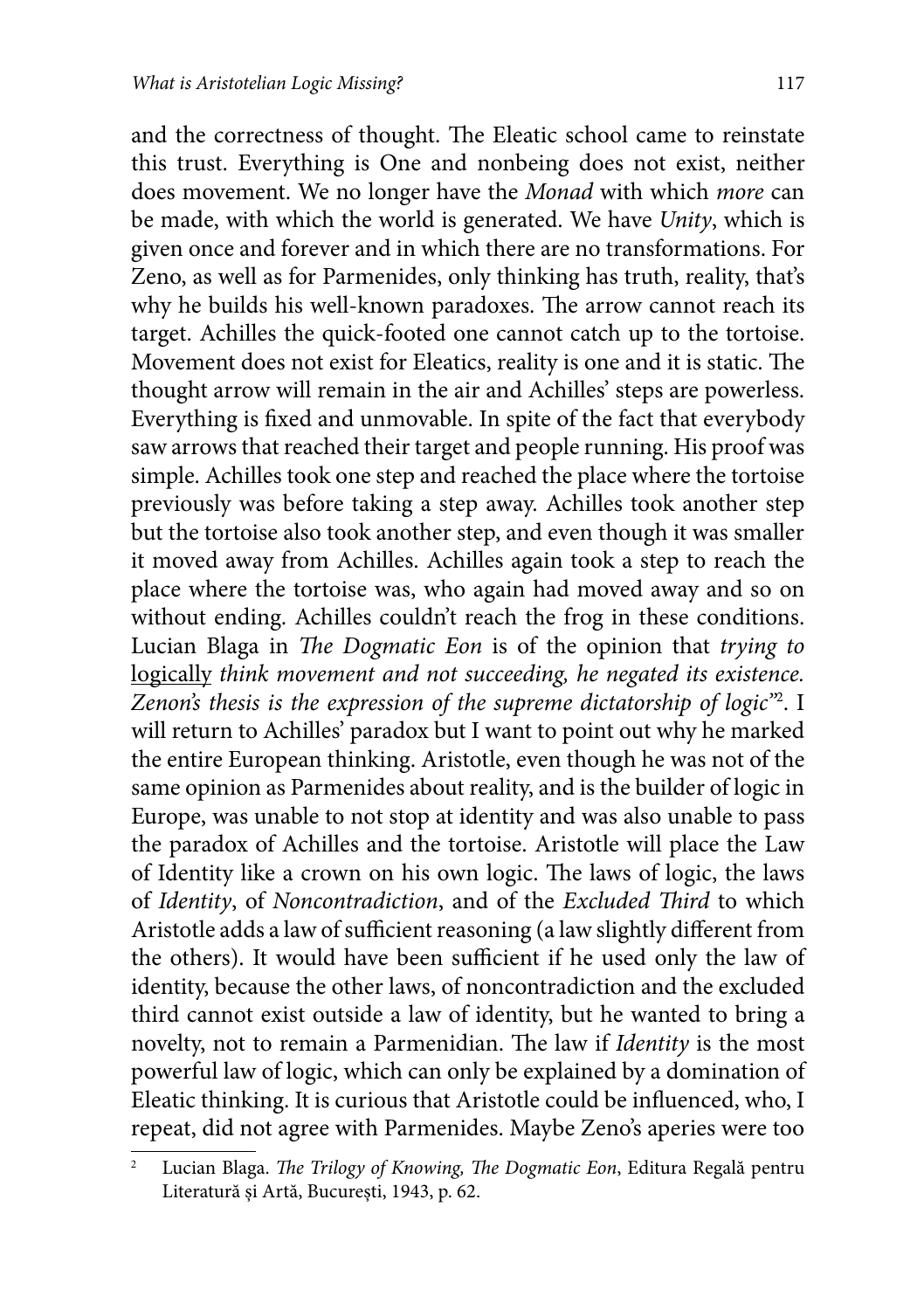and the correctness of thought. The Eleatic school came to reinstate this trust. Everything is One and nonbeing does not exist, neither does movement. We no longer have the *Monad* with which *more* can be made, with which the world is generated. We have *Unity*, which is given once and forever and in which there are no transformations. For Zeno, as well as for Parmenides, only thinking has truth, reality, that's why he builds his well-known paradoxes. The arrow cannot reach its target. Achilles the quick-footed one cannot catch up to the tortoise. Movement does not exist for Eleatics, reality is one and it is static. The thought arrow will remain in the air and Achilles' steps are powerless. Everything is fixed and unmovable. In spite of the fact that everybody saw arrows that reached their target and people running. His proof was simple. Achilles took one step and reached the place where the tortoise previously was before taking a step away. Achilles took another step but the tortoise also took another step, and even though it was smaller it moved away from Achilles. Achilles again took a step to reach the place where the tortoise was, who again had moved away and so on without ending. Achilles couldn't reach the frog in these conditions. Lucian Blaga in *The Dogmatic Eon* is of the opinion that *trying to* <u>logically</u> *think movement and not succeeding, he negated its existence. Zenon's thesis is the expression of the supreme dictatorship of logic*"[2]. I will return to Achilles' paradox but I want to point out why he marked the entire European thinking. Aristotle, even though he was not of the same opinion as Parmenides about reality, and is the builder of logic in Europe, was unable to not stop at identity and was also unable to pass the paradox of Achilles and the tortoise. Aristotle will place the Law of Identity like a crown on his own logic. The laws of logic, the laws of *Identity*, of *Noncontradiction*, and of the *Excluded Third* to which Aristotle adds a law of sufficient reasoning (a law slightly different from the others). It would have been sufficient if he used only the law of identity, because the other laws, of noncontradiction and the excluded third cannot exist outside a law of identity, but he wanted to bring a novelty, not to remain a Parmenidian. The law if *Identity* is the most powerful law of logic, which can only be explained by a domination of Eleatic thinking. It is curious that Aristotle could be influenced, who, I repeat, did not agree with Parmenides. Maybe Zeno's aperies were too

---

[2] Lucian Blaga. *The Trilogy of Knowing, The Dogmatic Eon*, Editura Regală pentru Literatură și Artă, București, 1943, p. 62.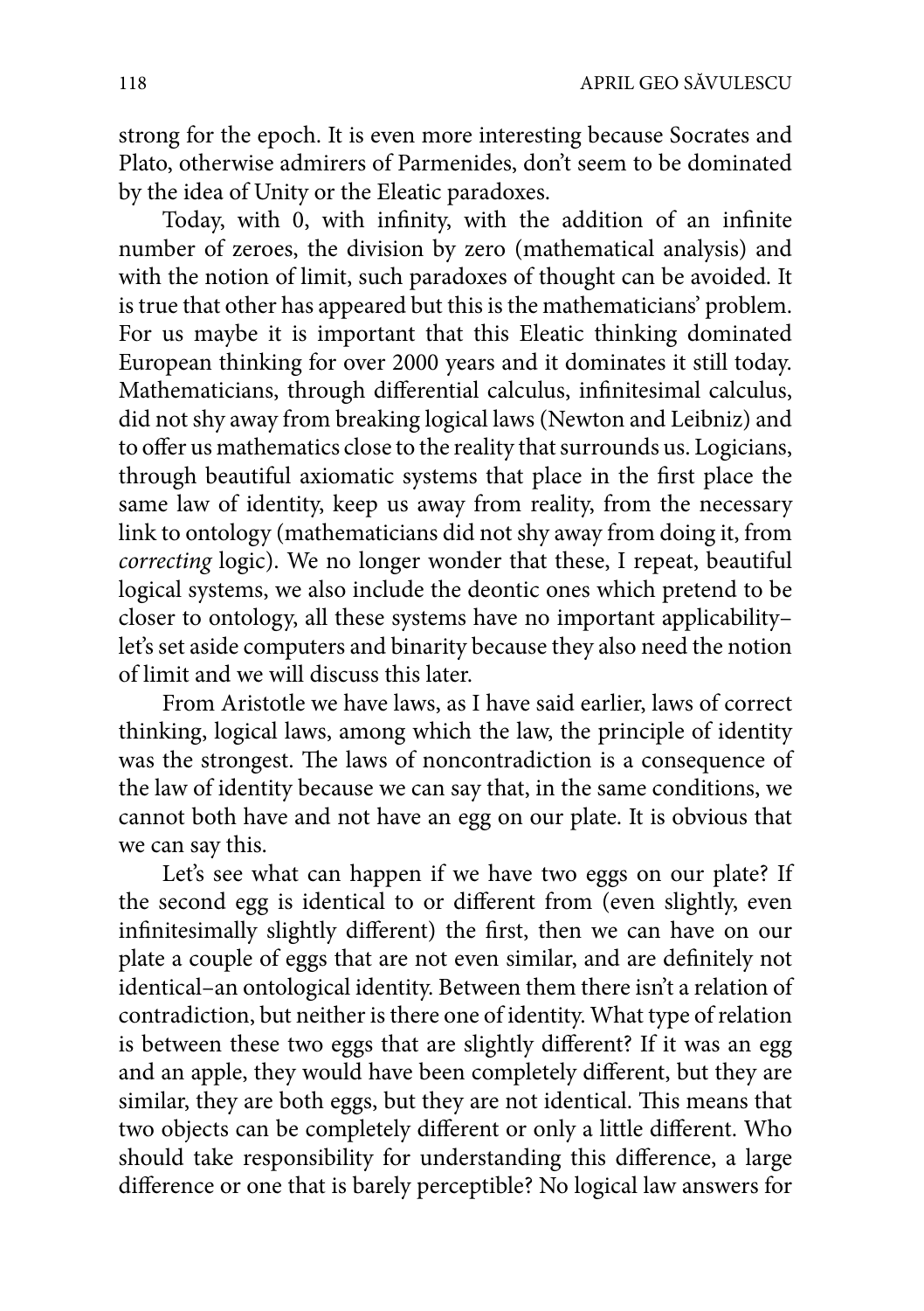strong for the epoch. It is even more interesting because Socrates and Plato, otherwise admirers of Parmenides, don't seem to be dominated by the idea of Unity or the Eleatic paradoxes.

Today, with 0, with infinity, with the addition of an infinite number of zeroes, the division by zero (mathematical analysis) and with the notion of limit, such paradoxes of thought can be avoided. It is true that other has appeared but this is the mathematicians' problem. For us maybe it is important that this Eleatic thinking dominated European thinking for over 2000 years and it dominates it still today. Mathematicians, through differential calculus, infinitesimal calculus, did not shy away from breaking logical laws (Newton and Leibniz) and to offer us mathematics close to the reality that surrounds us. Logicians, through beautiful axiomatic systems that place in the first place the same law of identity, keep us away from reality, from the necessary link to ontology (mathematicians did not shy away from doing it, from *correcting* logic). We no longer wonder that these, I repeat, beautiful logical systems, we also include the deontic ones which pretend to be closer to ontology, all these systems have no important applicability– let's set aside computers and binarity because they also need the notion of limit and we will discuss this later.

From Aristotle we have laws, as I have said earlier, laws of correct thinking, logical laws, among which the law, the principle of identity was the strongest. The laws of noncontradiction is a consequence of the law of identity because we can say that, in the same conditions, we cannot both have and not have an egg on our plate. It is obvious that we can say this.

Let's see what can happen if we have two eggs on our plate? If the second egg is identical to or different from (even slightly, even infinitesimally slightly different) the first, then we can have on our plate a couple of eggs that are not even similar, and are definitely not identical–an ontological identity. Between them there isn't a relation of contradiction, but neither is there one of identity. What type of relation is between these two eggs that are slightly different? If it was an egg and an apple, they would have been completely different, but they are similar, they are both eggs, but they are not identical. This means that two objects can be completely different or only a little different. Who should take responsibility for understanding this difference, a large difference or one that is barely perceptible? No logical law answers for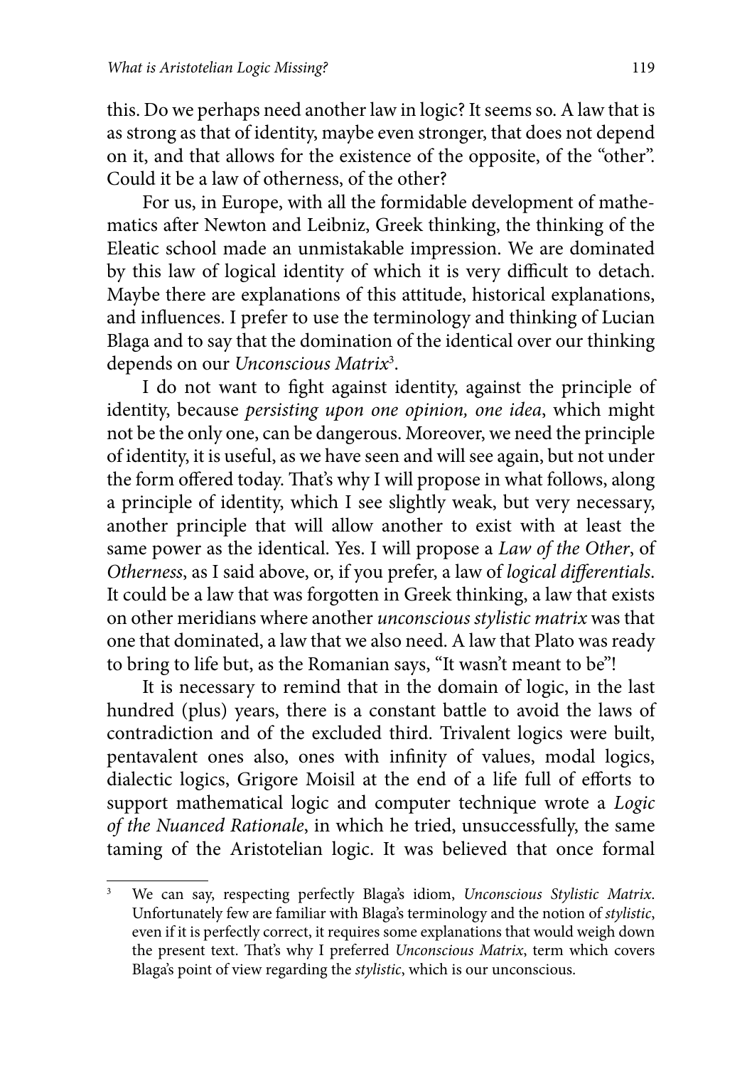this. Do we perhaps need another law in logic? It seems so. A law that is as strong as that of identity, maybe even stronger, that does not depend on it, and that allows for the existence of the opposite, of the "other". Could it be a law of otherness, of the other?

For us, in Europe, with all the formidable development of mathematics after Newton and Leibniz, Greek thinking, the thinking of the Eleatic school made an unmistakable impression. We are dominated by this law of logical identity of which it is very difficult to detach. Maybe there are explanations of this attitude, historical explanations, and influences. I prefer to use the terminology and thinking of Lucian Blaga and to say that the domination of the identical over our thinking depends on our *Unconscious Matrix*[3].

I do not want to fight against identity, against the principle of identity, because *persisting upon one opinion, one idea*, which might not be the only one, can be dangerous. Moreover, we need the principle of identity, it is useful, as we have seen and will see again, but not under the form offered today. That's why I will propose in what follows, along a principle of identity, which I see slightly weak, but very necessary, another principle that will allow another to exist with at least the same power as the identical. Yes. I will propose a *Law of the Other*, of *Otherness*, as I said above, or, if you prefer, a law of *logical differentials*. It could be a law that was forgotten in Greek thinking, a law that exists on other meridians where another *unconscious stylistic matrix* was that one that dominated, a law that we also need. A law that Plato was ready to bring to life but, as the Romanian says, "It wasn't meant to be"!

It is necessary to remind that in the domain of logic, in the last hundred (plus) years, there is a constant battle to avoid the laws of contradiction and of the excluded third. Trivalent logics were built, pentavalent ones also, ones with infinity of values, modal logics, dialectic logics, Grigore Moisil at the end of a life full of efforts to support mathematical logic and computer technique wrote a *Logic of the Nuanced Rationale*, in which he tried, unsuccessfully, the same taming of the Aristotelian logic. It was believed that once formal

---

[3] We can say, respecting perfectly Blaga's idiom, *Unconscious Stylistic Matrix*. Unfortunately few are familiar with Blaga's terminology and the notion of *stylistic*, even if it is perfectly correct, it requires some explanations that would weigh down the present text. That's why I preferred *Unconscious Matrix*, term which covers Blaga's point of view regarding the *stylistic*, which is our unconscious.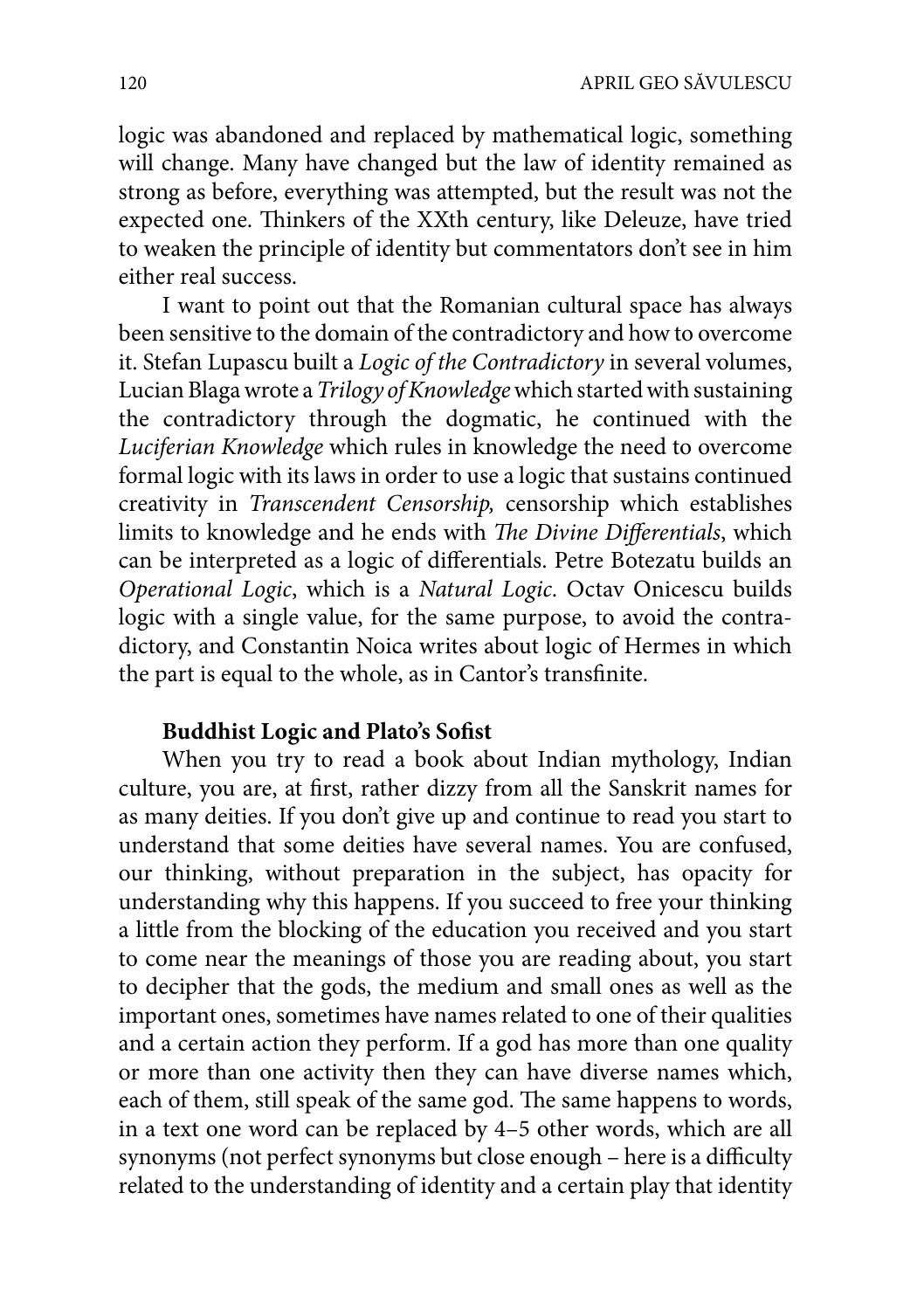logic was abandoned and replaced by mathematical logic, something will change. Many have changed but the law of identity remained as strong as before, everything was attempted, but the result was not the expected one. Thinkers of the XXth century, like Deleuze, have tried to weaken the principle of identity but commentators don't see in him either real success.

I want to point out that the Romanian cultural space has always been sensitive to the domain of the contradictory and how to overcome it. Stefan Lupascu built a *Logic of the Contradictory* in several volumes, Lucian Blaga wrote a *Trilogy of Knowledge* which started with sustaining the contradictory through the dogmatic, he continued with the *Luciferian Knowledge* which rules in knowledge the need to overcome formal logic with its laws in order to use a logic that sustains continued creativity in *Transcendent Censorship,* censorship which establishes limits to knowledge and he ends with *The Divine Differentials*, which can be interpreted as a logic of differentials. Petre Botezatu builds an *Operational Logic*, which is a *Natural Logic*. Octav Onicescu builds logic with a single value, for the same purpose, to avoid the contradictory, and Constantin Noica writes about logic of Hermes in which the part is equal to the whole, as in Cantor's transfinite.

### Buddhist Logic and Plato's Sofist

When you try to read a book about Indian mythology, Indian culture, you are, at first, rather dizzy from all the Sanskrit names for as many deities. If you don't give up and continue to read you start to understand that some deities have several names. You are confused, our thinking, without preparation in the subject, has opacity for understanding why this happens. If you succeed to free your thinking a little from the blocking of the education you received and you start to come near the meanings of those you are reading about, you start to decipher that the gods, the medium and small ones as well as the important ones, sometimes have names related to one of their qualities and a certain action they perform. If a god has more than one quality or more than one activity then they can have diverse names which, each of them, still speak of the same god. The same happens to words, in a text one word can be replaced by 4–5 other words, which are all synonyms (not perfect synonyms but close enough – here is a difficulty related to the understanding of identity and a certain play that identity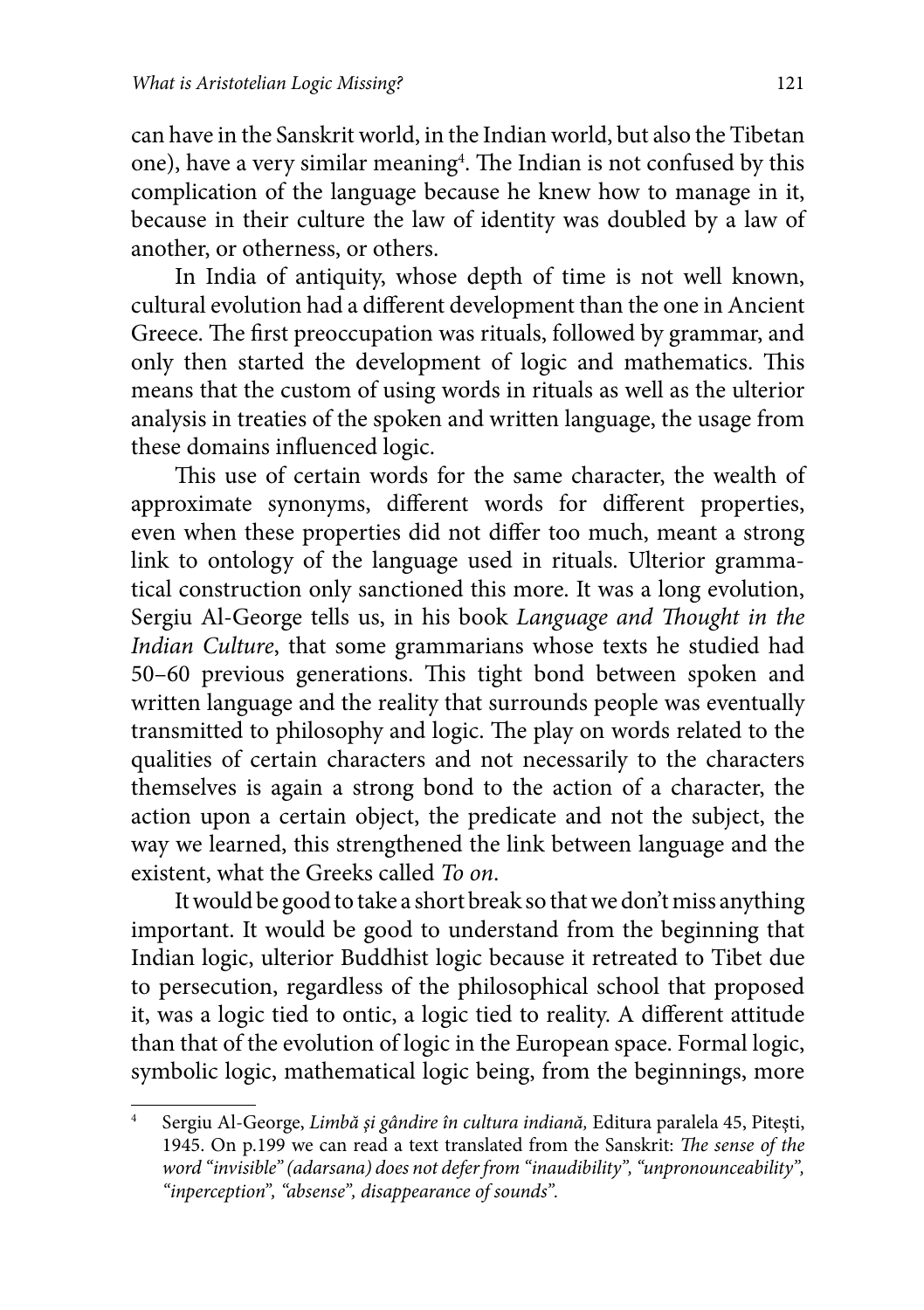can have in the Sanskrit world, in the Indian world, but also the Tibetan one), have a very similar meaning[4]. The Indian is not confused by this complication of the language because he knew how to manage in it, because in their culture the law of identity was doubled by a law of another, or otherness, or others.

In India of antiquity, whose depth of time is not well known, cultural evolution had a different development than the one in Ancient Greece. The first preoccupation was rituals, followed by grammar, and only then started the development of logic and mathematics. This means that the custom of using words in rituals as well as the ulterior analysis in treaties of the spoken and written language, the usage from these domains influenced logic.

This use of certain words for the same character, the wealth of approximate synonyms, different words for different properties, even when these properties did not differ too much, meant a strong link to ontology of the language used in rituals. Ulterior grammatical construction only sanctioned this more. It was a long evolution, Sergiu Al-George tells us, in his book *Language and Thought in the Indian Culture*, that some grammarians whose texts he studied had 50–60 previous generations. This tight bond between spoken and written language and the reality that surrounds people was eventually transmitted to philosophy and logic. The play on words related to the qualities of certain characters and not necessarily to the characters themselves is again a strong bond to the action of a character, the action upon a certain object, the predicate and not the subject, the way we learned, this strengthened the link between language and the existent, what the Greeks called *To on*.

It would be good to take a short break so that we don't miss anything important. It would be good to understand from the beginning that Indian logic, ulterior Buddhist logic because it retreated to Tibet due to persecution, regardless of the philosophical school that proposed it, was a logic tied to ontic, a logic tied to reality. A different attitude than that of the evolution of logic in the European space. Formal logic, symbolic logic, mathematical logic being, from the beginnings, more

---

[4] Sergiu Al-George, *Limbă și gândire în cultura indiană,* Editura paralela 45, Pitești, 1945. On p.199 we can read a text translated from the Sanskrit: *The sense of the word "invisible" (adarsana) does not defer from "inaudibility", "unpronounceability", "inperception", "absense", disappearance of sounds".*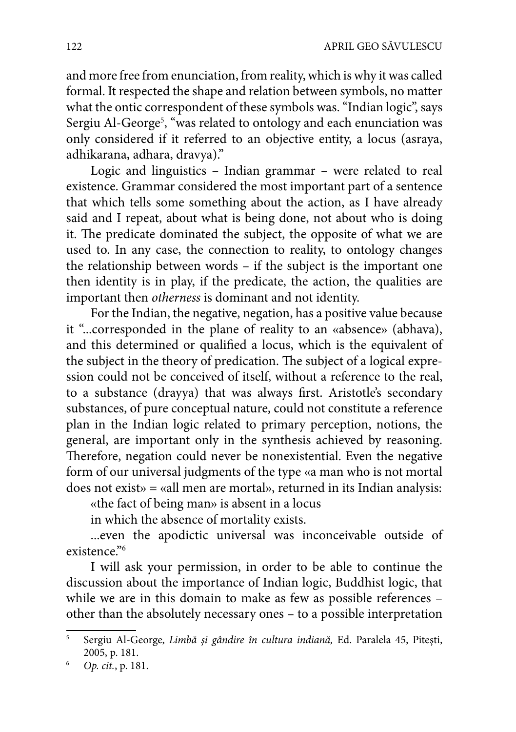and more free from enunciation, from reality, which is why it was called formal. It respected the shape and relation between symbols, no matter what the ontic correspondent of these symbols was. "Indian logic", says Sergiu Al-George[5], "was related to ontology and each enunciation was only considered if it referred to an objective entity, a locus (asraya, adhikarana, adhara, dravya)."

Logic and linguistics – Indian grammar – were related to real existence. Grammar considered the most important part of a sentence that which tells some something about the action, as I have already said and I repeat, about what is being done, not about who is doing it. The predicate dominated the subject, the opposite of what we are used to. In any case, the connection to reality, to ontology changes the relationship between words – if the subject is the important one then identity is in play, if the predicate, the action, the qualities are important then *otherness* is dominant and not identity.

For the Indian, the negative, negation, has a positive value because it "...corresponded in the plane of reality to an «absence» (abhava), and this determined or qualified a locus, which is the equivalent of the subject in the theory of predication. The subject of a logical expression could not be conceived of itself, without a reference to the real, to a substance (drayya) that was always first. Aristotle's secondary substances, of pure conceptual nature, could not constitute a reference plan in the Indian logic related to primary perception, notions, the general, are important only in the synthesis achieved by reasoning. Therefore, negation could never be nonexistential. Even the negative form of our universal judgments of the type «a man who is not mortal does not exist» = «all men are mortal», returned in its Indian analysis:

«the fact of being man» is absent in a locus

in which the absence of mortality exists.

...even the apodictic universal was inconceivable outside of existence."[6]

I will ask your permission, in order to be able to continue the discussion about the importance of Indian logic, Buddhist logic, that while we are in this domain to make as few as possible references – other than the absolutely necessary ones – to a possible interpretation

---

[5] Sergiu Al-George, *Limbă și gândire în cultura indiană,* Ed. Paralela 45, Pitești, 2005, p. 181.

[6] *Op. cit.*, p. 181.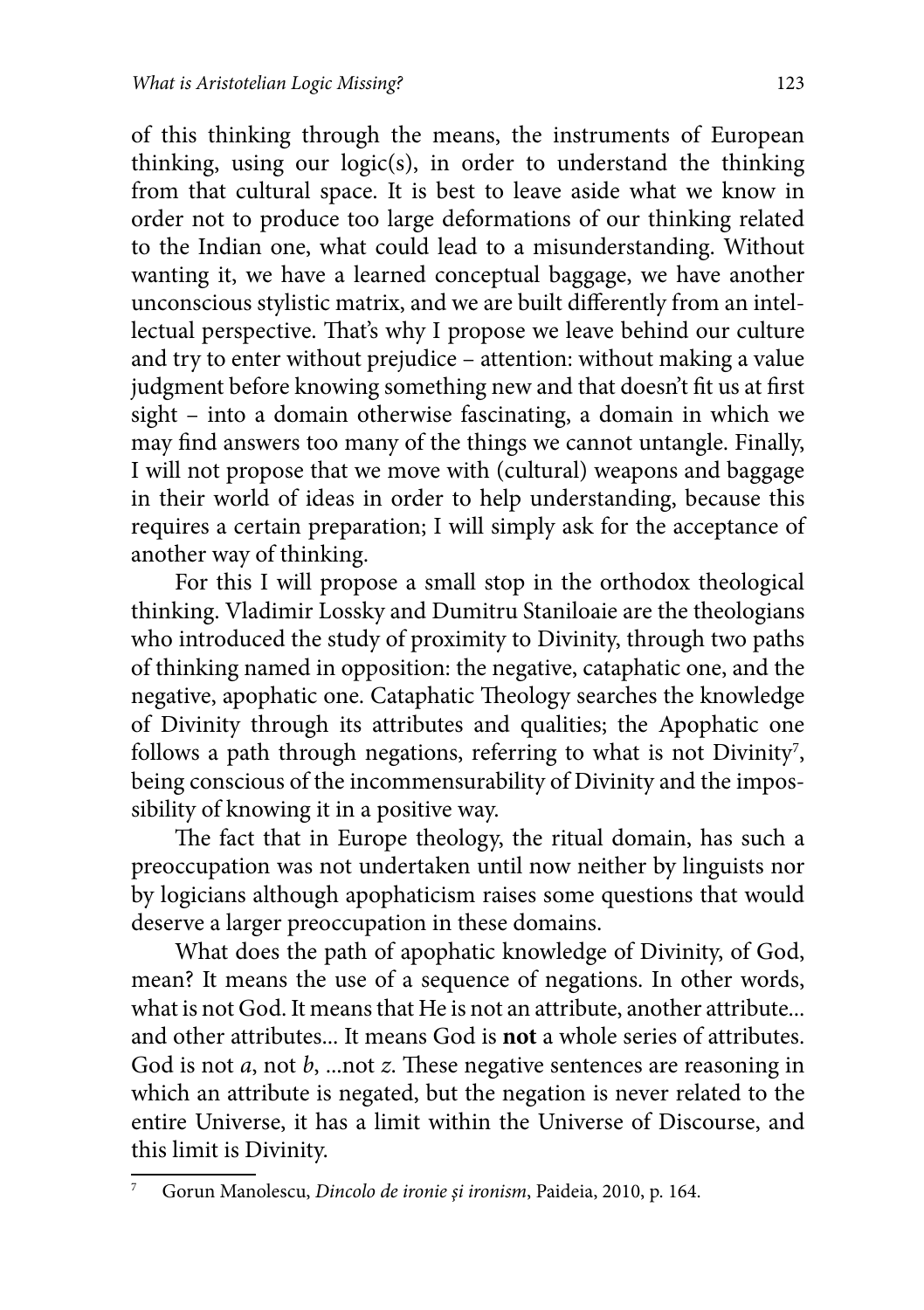of this thinking through the means, the instruments of European thinking, using our logic(s), in order to understand the thinking from that cultural space. It is best to leave aside what we know in order not to produce too large deformations of our thinking related to the Indian one, what could lead to a misunderstanding. Without wanting it, we have a learned conceptual baggage, we have another unconscious stylistic matrix, and we are built differently from an intellectual perspective. That's why I propose we leave behind our culture and try to enter without prejudice – attention: without making a value judgment before knowing something new and that doesn't fit us at first sight – into a domain otherwise fascinating, a domain in which we may find answers too many of the things we cannot untangle. Finally, I will not propose that we move with (cultural) weapons and baggage in their world of ideas in order to help understanding, because this requires a certain preparation; I will simply ask for the acceptance of another way of thinking.

For this I will propose a small stop in the orthodox theological thinking. Vladimir Lossky and Dumitru Staniloaie are the theologians who introduced the study of proximity to Divinity, through two paths of thinking named in opposition: the negative, cataphatic one, and the negative, apophatic one. Cataphatic Theology searches the knowledge of Divinity through its attributes and qualities; the Apophatic one follows a path through negations, referring to what is not Divinity[7], being conscious of the incommensurability of Divinity and the impossibility of knowing it in a positive way.

The fact that in Europe theology, the ritual domain, has such a preoccupation was not undertaken until now neither by linguists nor by logicians although apophaticism raises some questions that would deserve a larger preoccupation in these domains.

What does the path of apophatic knowledge of Divinity, of God, mean? It means the use of a sequence of negations. In other words, what is not God. It means that He is not an attribute, another attribute... and other attributes... It means God is **not** a whole series of attributes. God is not *a*, not *b*, ...not *z*. These negative sentences are reasoning in which an attribute is negated, but the negation is never related to the entire Universe, it has a limit within the Universe of Discourse, and this limit is Divinity.

---

[7] Gorun Manolescu, *Dincolo de ironie și ironism*, Paideia, 2010, p. 164.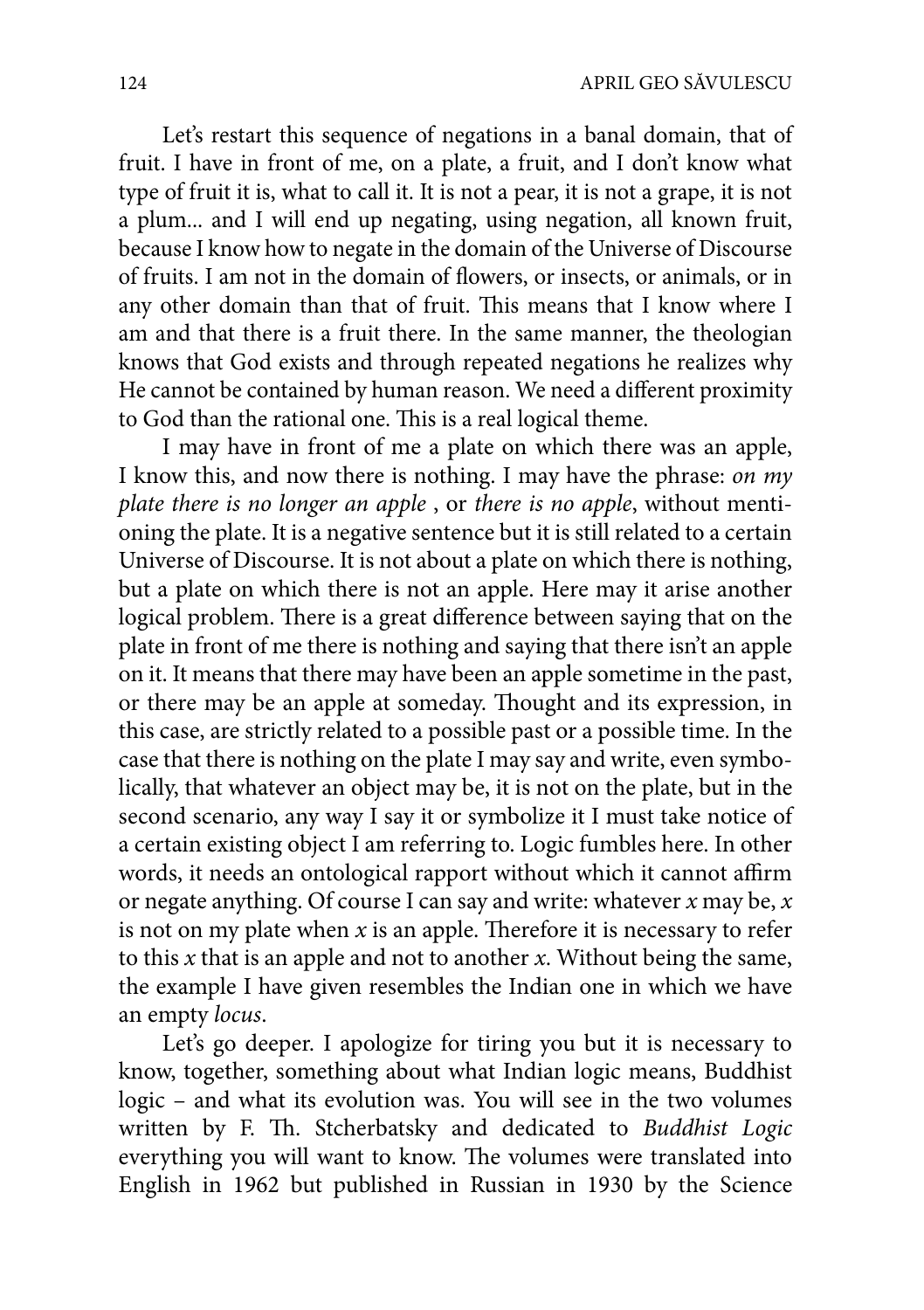Let's restart this sequence of negations in a banal domain, that of fruit. I have in front of me, on a plate, a fruit, and I don't know what type of fruit it is, what to call it. It is not a pear, it is not a grape, it is not a plum... and I will end up negating, using negation, all known fruit, because I know how to negate in the domain of the Universe of Discourse of fruits. I am not in the domain of flowers, or insects, or animals, or in any other domain than that of fruit. This means that I know where I am and that there is a fruit there. In the same manner, the theologian knows that God exists and through repeated negations he realizes why He cannot be contained by human reason. We need a different proximity to God than the rational one. This is a real logical theme.

I may have in front of me a plate on which there was an apple, I know this, and now there is nothing. I may have the phrase: *on my plate there is no longer an apple* , or *there is no apple*, without mentioning the plate. It is a negative sentence but it is still related to a certain Universe of Discourse. It is not about a plate on which there is nothing, but a plate on which there is not an apple. Here may it arise another logical problem. There is a great difference between saying that on the plate in front of me there is nothing and saying that there isn't an apple on it. It means that there may have been an apple sometime in the past, or there may be an apple at someday. Thought and its expression, in this case, are strictly related to a possible past or a possible time. In the case that there is nothing on the plate I may say and write, even symbolically, that whatever an object may be, it is not on the plate, but in the second scenario, any way I say it or symbolize it I must take notice of a certain existing object I am referring to. Logic fumbles here. In other words, it needs an ontological rapport without which it cannot affirm or negate anything. Of course I can say and write: whatever $x$ may be, $x$ is not on my plate when $x$ is an apple. Therefore it is necessary to refer to this $x$ that is an apple and not to another $x$. Without being the same, the example I have given resembles the Indian one in which we have an empty *locus*.

Let's go deeper. I apologize for tiring you but it is necessary to know, together, something about what Indian logic means, Buddhist logic – and what its evolution was. You will see in the two volumes written by F. Th. Stcherbatsky and dedicated to *Buddhist Logic* everything you will want to know. The volumes were translated into English in 1962 but published in Russian in 1930 by the Science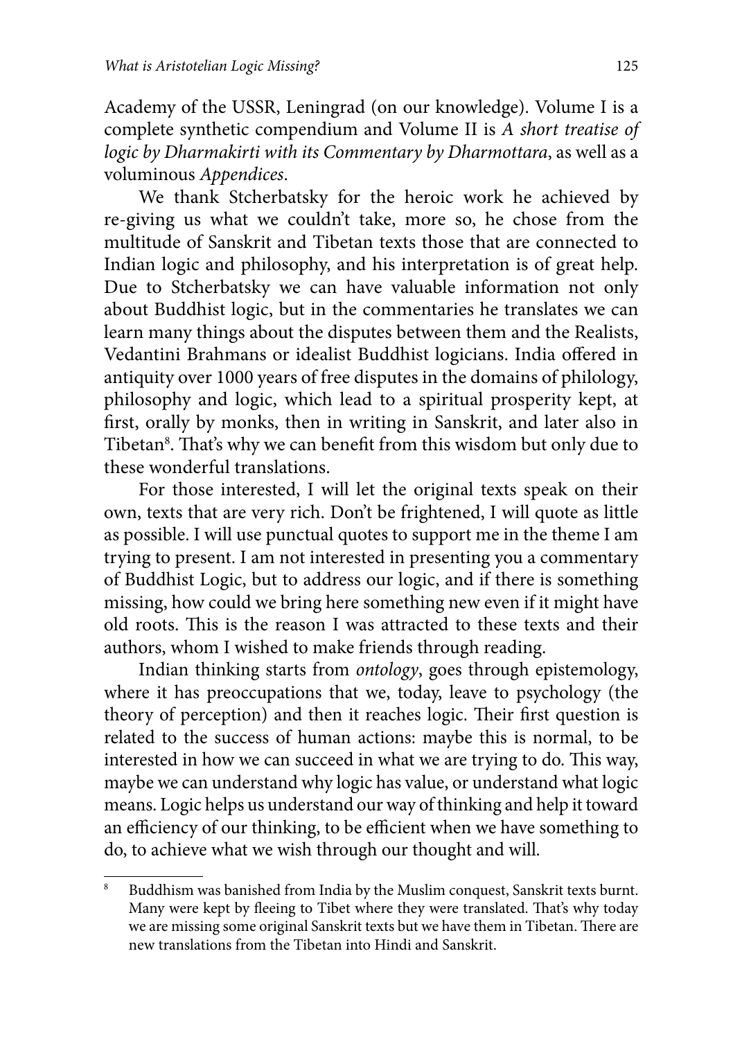Academy of the USSR, Leningrad (on our knowledge). Volume I is a complete synthetic compendium and Volume II is *A short treatise of logic by Dharmakirti with its Commentary by Dharmottara*, as well as a voluminous *Appendices*.

We thank Stcherbatsky for the heroic work he achieved by re-giving us what we couldn't take, more so, he chose from the multitude of Sanskrit and Tibetan texts those that are connected to Indian logic and philosophy, and his interpretation is of great help. Due to Stcherbatsky we can have valuable information not only about Buddhist logic, but in the commentaries he translates we can learn many things about the disputes between them and the Realists, Vedantini Brahmans or idealist Buddhist logicians. India offered in antiquity over 1000 years of free disputes in the domains of philology, philosophy and logic, which lead to a spiritual prosperity kept, at first, orally by monks, then in writing in Sanskrit, and later also in Tibetan[8]. That's why we can benefit from this wisdom but only due to these wonderful translations.

For those interested, I will let the original texts speak on their own, texts that are very rich. Don't be frightened, I will quote as little as possible. I will use punctual quotes to support me in the theme I am trying to present. I am not interested in presenting you a commentary of Buddhist Logic, but to address our logic, and if there is something missing, how could we bring here something new even if it might have old roots. This is the reason I was attracted to these texts and their authors, whom I wished to make friends through reading.

Indian thinking starts from *ontology*, goes through epistemology, where it has preoccupations that we, today, leave to psychology (the theory of perception) and then it reaches logic. Their first question is related to the success of human actions: maybe this is normal, to be interested in how we can succeed in what we are trying to do. This way, maybe we can understand why logic has value, or understand what logic means. Logic helps us understand our way of thinking and help it toward an efficiency of our thinking, to be efficient when we have something to do, to achieve what we wish through our thought and will.

---

[8] Buddhism was banished from India by the Muslim conquest, Sanskrit texts burnt. Many were kept by fleeing to Tibet where they were translated. That's why today we are missing some original Sanskrit texts but we have them in Tibetan. There are new translations from the Tibetan into Hindi and Sanskrit.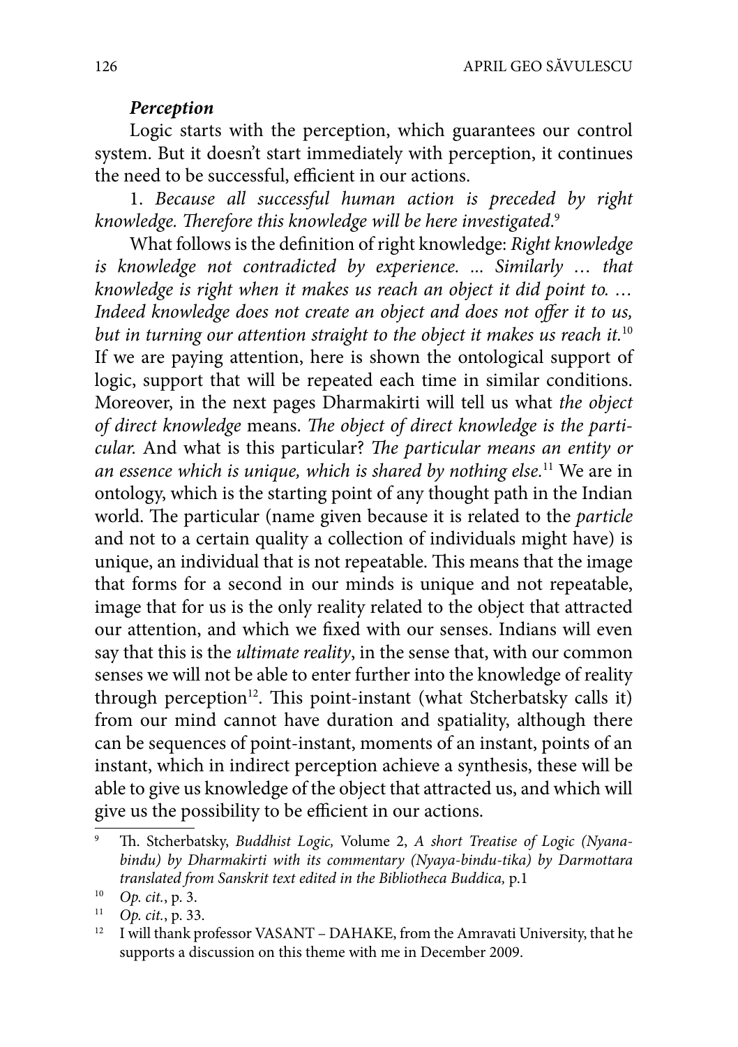### *Perception*

Logic starts with the perception, which guarantees our control system. But it doesn't start immediately with perception, it continues the need to be successful, efficient in our actions.

1. *Because all successful human action is preceded by right knowledge. Therefore this knowledge will be here investigated.*[9]

What follows is the definition of right knowledge: *Right knowledge is knowledge not contradicted by experience. ... Similarly … that knowledge is right when it makes us reach an object it did point to. … Indeed knowledge does not create an object and does not offer it to us, but in turning our attention straight to the object it makes us reach it.*[10] If we are paying attention, here is shown the ontological support of logic, support that will be repeated each time in similar conditions. Moreover, in the next pages Dharmakirti will tell us what *the object of direct knowledge* means. *The object of direct knowledge is the particular.* And what is this particular? *The particular means an entity or an essence which is unique, which is shared by nothing else.*[11] We are in ontology, which is the starting point of any thought path in the Indian world. The particular (name given because it is related to the *particle* and not to a certain quality a collection of individuals might have) is unique, an individual that is not repeatable. This means that the image that forms for a second in our minds is unique and not repeatable, image that for us is the only reality related to the object that attracted our attention, and which we fixed with our senses. Indians will even say that this is the *ultimate reality*, in the sense that, with our common senses we will not be able to enter further into the knowledge of reality through perception[12]. This point-instant (what Stcherbatsky calls it) from our mind cannot have duration and spatiality, although there can be sequences of point-instant, moments of an instant, points of an instant, which in indirect perception achieve a synthesis, these will be able to give us knowledge of the object that attracted us, and which will give us the possibility to be efficient in our actions.

---

[9] Th. Stcherbatsky, *Buddhist Logic,* Volume 2, *A short Treatise of Logic (Nyanabindu) by Dharmakirti with its commentary (Nyaya-bindu-tika) by Darmottara translated from Sanskrit text edited in the Bibliotheca Buddica,* p.1

[10] *Op. cit.*, p. 3.

[11] *Op. cit.*, p. 33.

[12] I will thank professor VASANT – DAHAKE, from the Amravati University, that he supports a discussion on this theme with me in December 2009.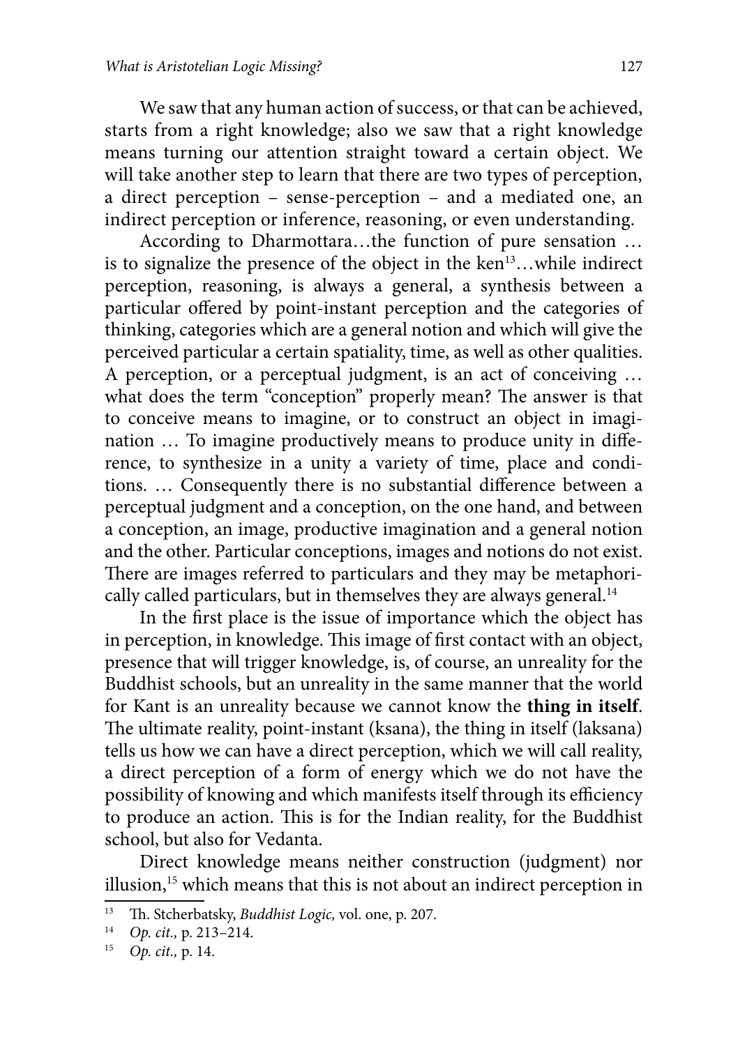We saw that any human action of success, or that can be achieved, starts from a right knowledge; also we saw that a right knowledge means turning our attention straight toward a certain object. We will take another step to learn that there are two types of perception, a direct perception – sense-perception – and a mediated one, an indirect perception or inference, reasoning, or even understanding.

According to Dharmottara…the function of pure sensation … is to signalize the presence of the object in the ken[13]…while indirect perception, reasoning, is always a general, a synthesis between a particular offered by point-instant perception and the categories of thinking, categories which are a general notion and which will give the perceived particular a certain spatiality, time, as well as other qualities. A perception, or a perceptual judgment, is an act of conceiving … what does the term "conception" properly mean? The answer is that to conceive means to imagine, or to construct an object in imagination … To imagine productively means to produce unity in difference, to synthesize in a unity a variety of time, place and conditions. … Consequently there is no substantial difference between a perceptual judgment and a conception, on the one hand, and between a conception, an image, productive imagination and a general notion and the other. Particular conceptions, images and notions do not exist. There are images referred to particulars and they may be metaphorically called particulars, but in themselves they are always general.[14]

In the first place is the issue of importance which the object has in perception, in knowledge. This image of first contact with an object, presence that will trigger knowledge, is, of course, an unreality for the Buddhist schools, but an unreality in the same manner that the world for Kant is an unreality because we cannot know the **thing in itself**. The ultimate reality, point-instant (ksana), the thing in itself (laksana) tells us how we can have a direct perception, which we will call reality, a direct perception of a form of energy which we do not have the possibility of knowing and which manifests itself through its efficiency to produce an action. This is for the Indian reality, for the Buddhist school, but also for Vedanta.

Direct knowledge means neither construction (judgment) nor illusion,[15] which means that this is not about an indirect perception in

---

[13] Th. Stcherbatsky, *Buddhist Logic,* vol. one, p. 207.

[14] *Op. cit.,* p. 213–214.

[15] *Op. cit.,* p. 14.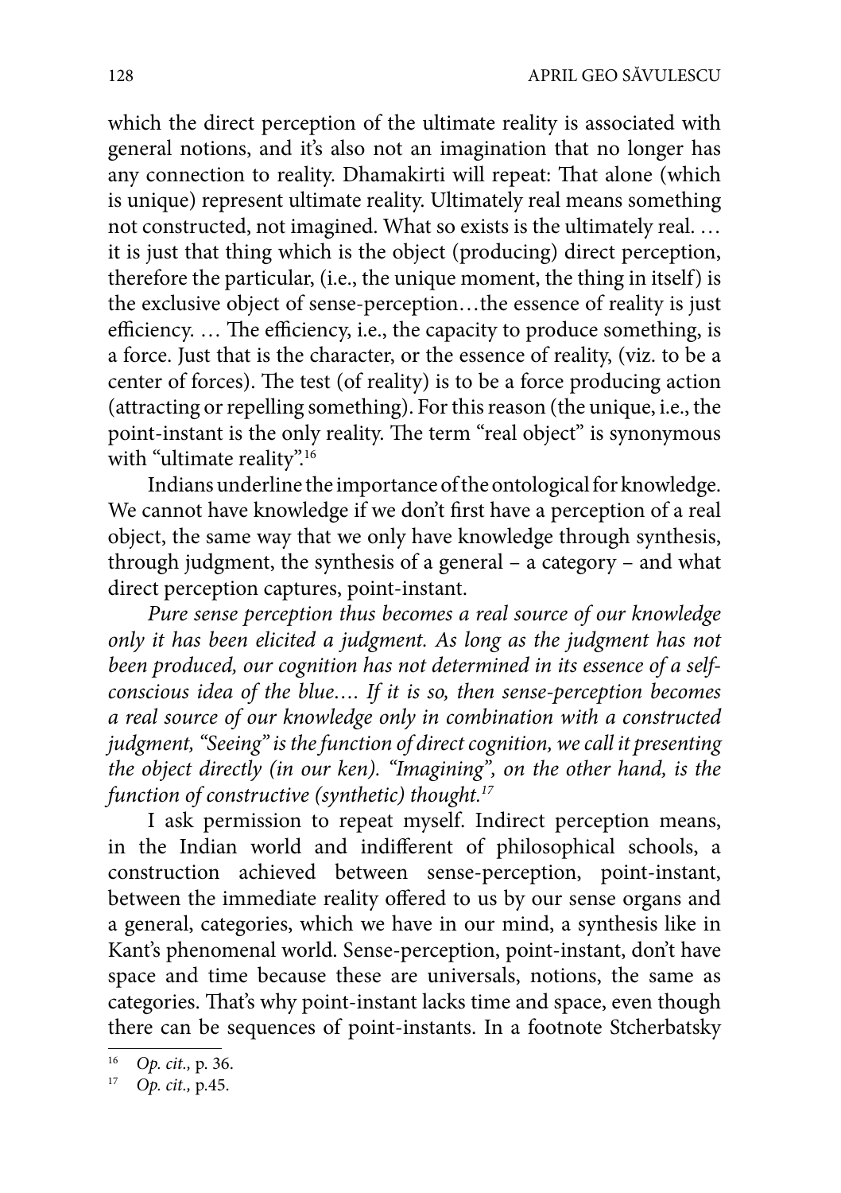which the direct perception of the ultimate reality is associated with general notions, and it's also not an imagination that no longer has any connection to reality. Dhamakirti will repeat: That alone (which is unique) represent ultimate reality. Ultimately real means something not constructed, not imagined. What so exists is the ultimately real. … it is just that thing which is the object (producing) direct perception, therefore the particular, (i.e., the unique moment, the thing in itself) is the exclusive object of sense-perception…the essence of reality is just efficiency. … The efficiency, i.e., the capacity to produce something, is a force. Just that is the character, or the essence of reality, (viz. to be a center of forces). The test (of reality) is to be a force producing action (attracting or repelling something). For this reason (the unique, i.e., the point-instant is the only reality. The term "real object" is synonymous with "ultimate reality".[16]

Indians underline the importance of the ontological for knowledge. We cannot have knowledge if we don't first have a perception of a real object, the same way that we only have knowledge through synthesis, through judgment, the synthesis of a general – a category – and what direct perception captures, point-instant.

*Pure sense perception thus becomes a real source of our knowledge only it has been elicited a judgment. As long as the judgment has not been produced, our cognition has not determined in its essence of a self-conscious idea of the blue…. If it is so, then sense-perception becomes a real source of our knowledge only in combination with a constructed judgment, "Seeing" is the function of direct cognition, we call it presenting the object directly (in our ken). "Imagining", on the other hand, is the function of constructive (synthetic) thought.*[17]

I ask permission to repeat myself. Indirect perception means, in the Indian world and indifferent of philosophical schools, a construction achieved between sense-perception, point-instant, between the immediate reality offered to us by our sense organs and a general, categories, which we have in our mind, a synthesis like in Kant's phenomenal world. Sense-perception, point-instant, don't have space and time because these are universals, notions, the same as categories. That's why point-instant lacks time and space, even though there can be sequences of point-instants. In a footnote Stcherbatsky

[16] *Op. cit.*, p. 36.

[17] *Op. cit.*, p.45.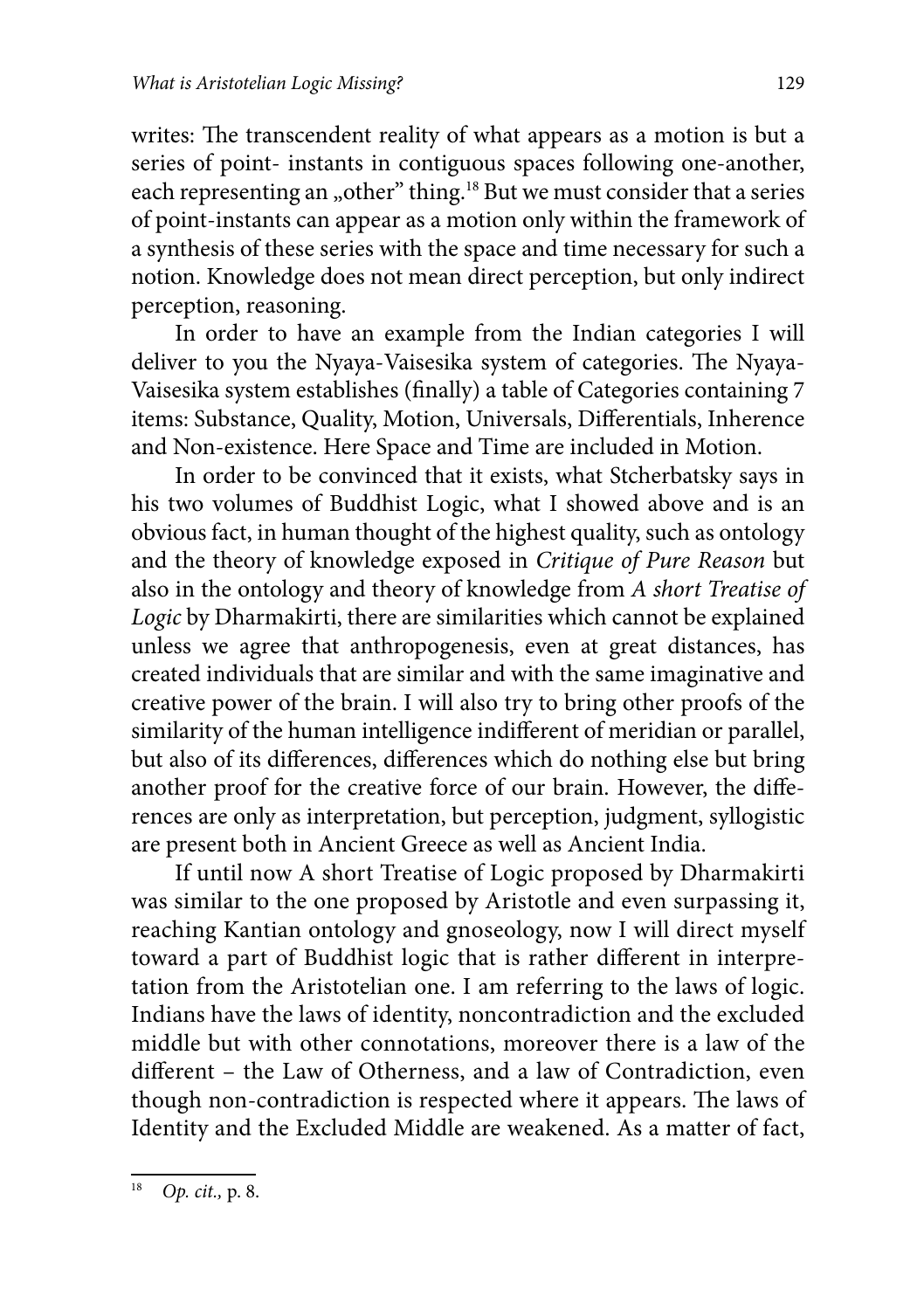writes: The transcendent reality of what appears as a motion is but a series of point- instants in contiguous spaces following one-another, each representing an „other" thing.[18] But we must consider that a series of point-instants can appear as a motion only within the framework of a synthesis of these series with the space and time necessary for such a notion. Knowledge does not mean direct perception, but only indirect perception, reasoning.

In order to have an example from the Indian categories I will deliver to you the Nyaya-Vaisesika system of categories. The Nyaya-Vaisesika system establishes (finally) a table of Categories containing 7 items: Substance, Quality, Motion, Universals, Differentials, Inherence and Non-existence. Here Space and Time are included in Motion.

In order to be convinced that it exists, what Stcherbatsky says in his two volumes of Buddhist Logic, what I showed above and is an obvious fact, in human thought of the highest quality, such as ontology and the theory of knowledge exposed in *Critique of Pure Reason* but also in the ontology and theory of knowledge from *A short Treatise of Logic* by Dharmakirti, there are similarities which cannot be explained unless we agree that anthropogenesis, even at great distances, has created individuals that are similar and with the same imaginative and creative power of the brain. I will also try to bring other proofs of the similarity of the human intelligence indifferent of meridian or parallel, but also of its differences, differences which do nothing else but bring another proof for the creative force of our brain. However, the differences are only as interpretation, but perception, judgment, syllogistic are present both in Ancient Greece as well as Ancient India.

If until now A short Treatise of Logic proposed by Dharmakirti was similar to the one proposed by Aristotle and even surpassing it, reaching Kantian ontology and gnoseology, now I will direct myself toward a part of Buddhist logic that is rather different in interpretation from the Aristotelian one. I am referring to the laws of logic. Indians have the laws of identity, noncontradiction and the excluded middle but with other connotations, moreover there is a law of the different – the Law of Otherness, and a law of Contradiction, even though non-contradiction is respected where it appears. The laws of Identity and the Excluded Middle are weakened. As a matter of fact,

[18] *Op. cit.,* p. 8.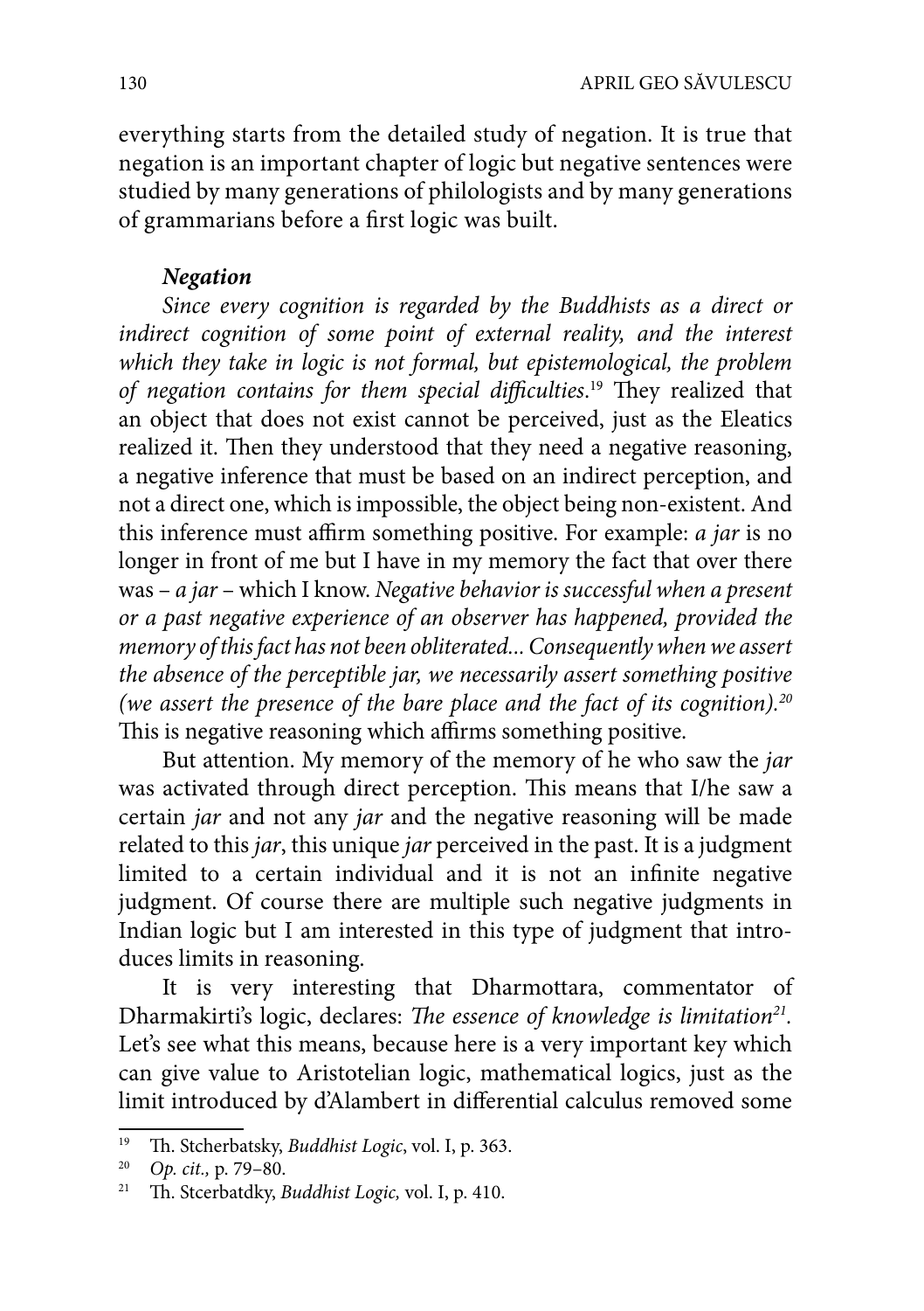everything starts from the detailed study of negation. It is true that negation is an important chapter of logic but negative sentences were studied by many generations of philologists and by many generations of grammarians before a first logic was built.

***Negation***

*Since every cognition is regarded by the Buddhists as a direct or indirect cognition of some point of external reality, and the interest which they take in logic is not formal, but epistemological, the problem of negation contains for them special difficulties.*[19] They realized that an object that does not exist cannot be perceived, just as the Eleatics realized it. Then they understood that they need a negative reasoning, a negative inference that must be based on an indirect perception, and not a direct one, which is impossible, the object being non-existent. And this inference must affirm something positive. For example: *a jar* is no longer in front of me but I have in my memory the fact that over there was – *a jar* – which I know. *Negative behavior is successful when a present or a past negative experience of an observer has happened, provided the memory of this fact has not been obliterated... Consequently when we assert the absence of the perceptible jar, we necessarily assert something positive (we assert the presence of the bare place and the fact of its cognition).*[20] This is negative reasoning which affirms something positive.

But attention. My memory of the memory of he who saw the *jar* was activated through direct perception. This means that I/he saw a certain *jar* and not any *jar* and the negative reasoning will be made related to this *jar*, this unique *jar* perceived in the past. It is a judgment limited to a certain individual and it is not an infinite negative judgment. Of course there are multiple such negative judgments in Indian logic but I am interested in this type of judgment that introduces limits in reasoning.

It is very interesting that Dharmottara, commentator of Dharmakirti's logic, declares: *The essence of knowledge is limitation*[21]. Let's see what this means, because here is a very important key which can give value to Aristotelian logic, mathematical logics, just as the limit introduced by d'Alambert in differential calculus removed some

---

[19] Th. Stcherbatsky, *Buddhist Logic*, vol. I, p. 363.

[20] *Op. cit.,* p. 79–80.

[21] Th. Stcerbatdky, *Buddhist Logic,* vol. I, p. 410.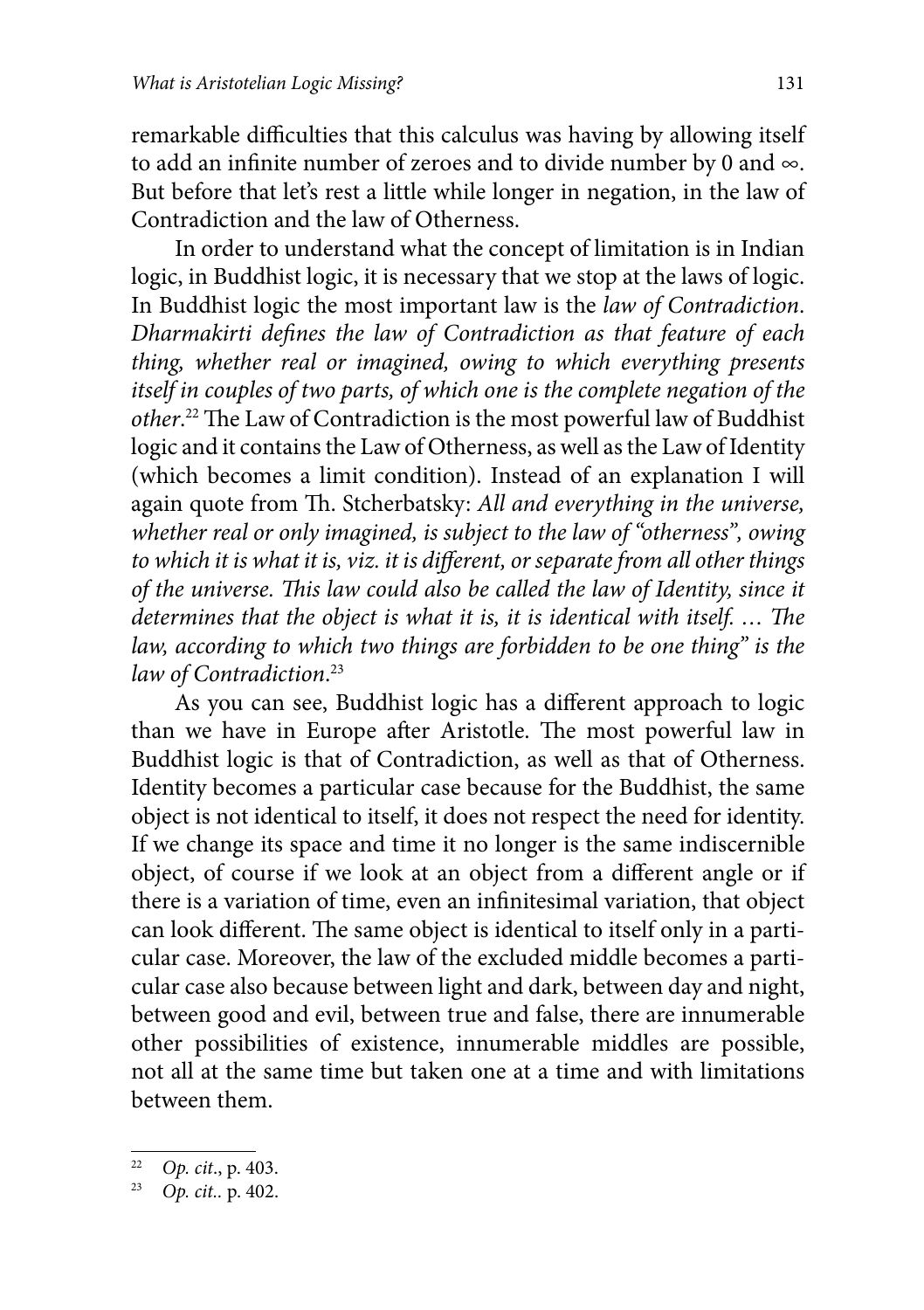remarkable difficulties that this calculus was having by allowing itself to add an infinite number of zeroes and to divide number by 0 and $\infty$. But before that let's rest a little while longer in negation, in the law of Contradiction and the law of Otherness.

In order to understand what the concept of limitation is in Indian logic, in Buddhist logic, it is necessary that we stop at the laws of logic. In Buddhist logic the most important law is the *law of Contradiction. Dharmakirti defines the law of Contradiction as that feature of each thing, whether real or imagined, owing to which everything presents itself in couples of two parts, of which one is the complete negation of the other.*[22] The Law of Contradiction is the most powerful law of Buddhist logic and it contains the Law of Otherness, as well as the Law of Identity (which becomes a limit condition). Instead of an explanation I will again quote from Th. Stcherbatsky: *All and everything in the universe, whether real or only imagined, is subject to the law of "otherness", owing to which it is what it is, viz. it is different, or separate from all other things of the universe. This law could also be called the law of Identity, since it determines that the object is what it is, it is identical with itself. … The law, according to which two things are forbidden to be one thing" is the law of Contradiction.*[23]

As you can see, Buddhist logic has a different approach to logic than we have in Europe after Aristotle. The most powerful law in Buddhist logic is that of Contradiction, as well as that of Otherness. Identity becomes a particular case because for the Buddhist, the same object is not identical to itself, it does not respect the need for identity. If we change its space and time it no longer is the same indiscernible object, of course if we look at an object from a different angle or if there is a variation of time, even an infinitesimal variation, that object can look different. The same object is identical to itself only in a particular case. Moreover, the law of the excluded middle becomes a particular case also because between light and dark, between day and night, between good and evil, between true and false, there are innumerable other possibilities of existence, innumerable middles are possible, not all at the same time but taken one at a time and with limitations between them.

---

[22] *Op. cit*., p. 403.

[23] *Op. cit.*. p. 402.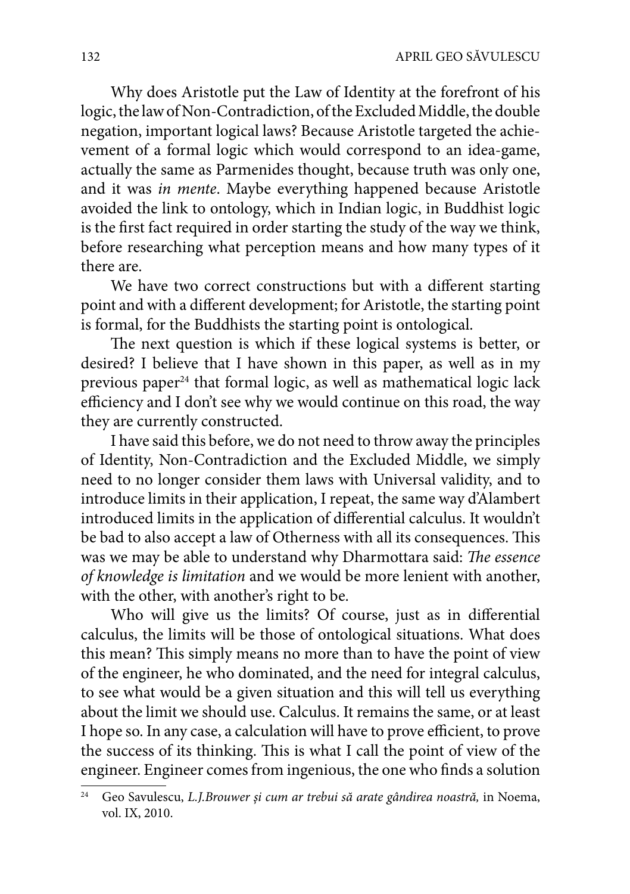Why does Aristotle put the Law of Identity at the forefront of his logic, the law of Non-Contradiction, of the Excluded Middle, the double negation, important logical laws? Because Aristotle targeted the achievement of a formal logic which would correspond to an idea-game, actually the same as Parmenides thought, because truth was only one, and it was *in mente*. Maybe everything happened because Aristotle avoided the link to ontology, which in Indian logic, in Buddhist logic is the first fact required in order starting the study of the way we think, before researching what perception means and how many types of it there are.

We have two correct constructions but with a different starting point and with a different development; for Aristotle, the starting point is formal, for the Buddhists the starting point is ontological.

The next question is which if these logical systems is better, or desired? I believe that I have shown in this paper, as well as in my previous paper[24] that formal logic, as well as mathematical logic lack efficiency and I don't see why we would continue on this road, the way they are currently constructed.

I have said this before, we do not need to throw away the principles of Identity, Non-Contradiction and the Excluded Middle, we simply need to no longer consider them laws with Universal validity, and to introduce limits in their application, I repeat, the same way d'Alambert introduced limits in the application of differential calculus. It wouldn't be bad to also accept a law of Otherness with all its consequences. This was we may be able to understand why Dharmottara said: *The essence of knowledge is limitation* and we would be more lenient with another, with the other, with another's right to be.

Who will give us the limits? Of course, just as in differential calculus, the limits will be those of ontological situations. What does this mean? This simply means no more than to have the point of view of the engineer, he who dominated, and the need for integral calculus, to see what would be a given situation and this will tell us everything about the limit we should use. Calculus. It remains the same, or at least I hope so. In any case, a calculation will have to prove efficient, to prove the success of its thinking. This is what I call the point of view of the engineer. Engineer comes from ingenious, the one who finds a solution

---

[24] Geo Savulescu, *L.J.Brouwer şi cum ar trebui să arate gândirea noastră,* in Noema, vol. IX, 2010.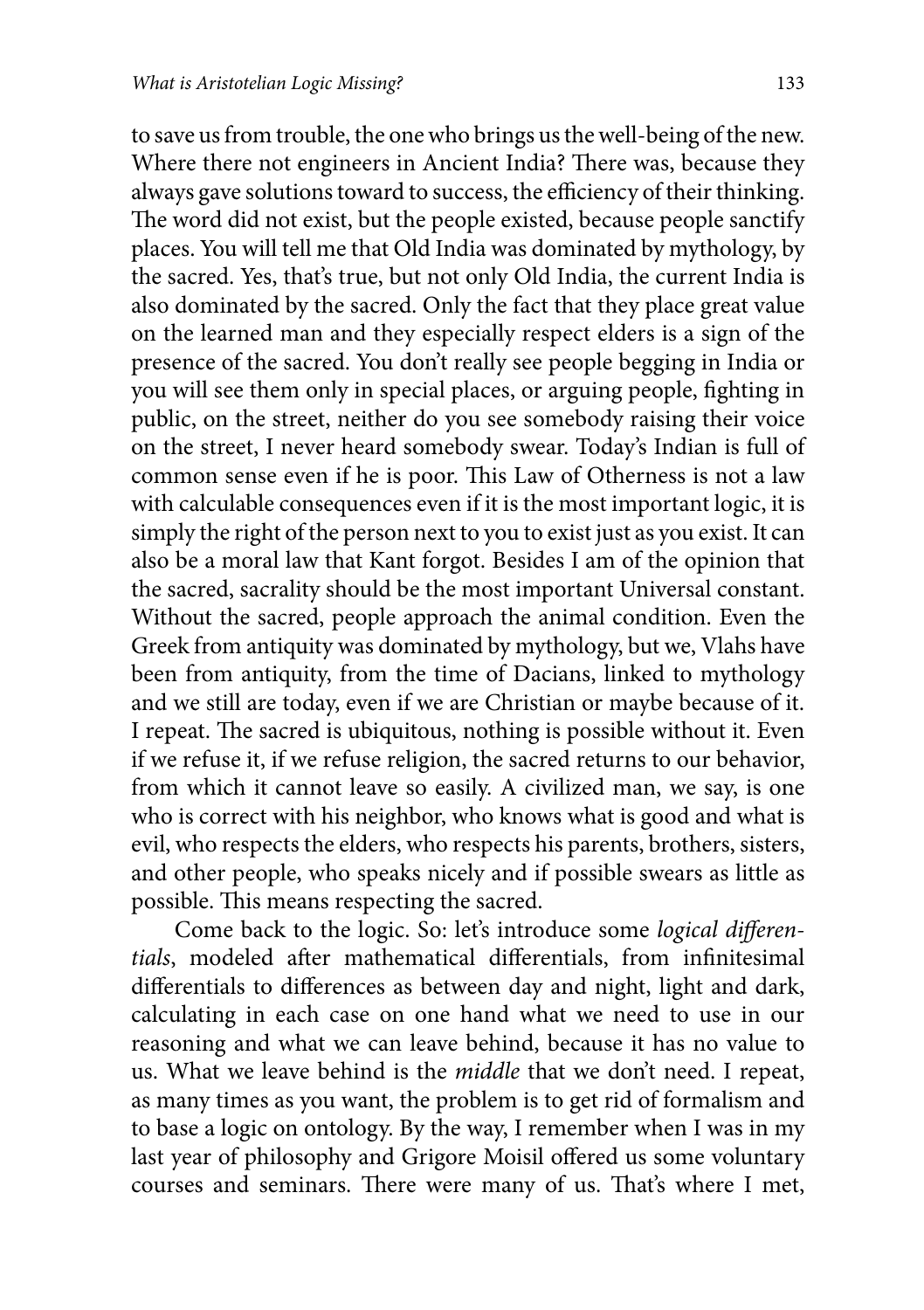to save us from trouble, the one who brings us the well-being of the new. Where there not engineers in Ancient India? There was, because they always gave solutions toward to success, the efficiency of their thinking. The word did not exist, but the people existed, because people sanctify places. You will tell me that Old India was dominated by mythology, by the sacred. Yes, that's true, but not only Old India, the current India is also dominated by the sacred. Only the fact that they place great value on the learned man and they especially respect elders is a sign of the presence of the sacred. You don't really see people begging in India or you will see them only in special places, or arguing people, fighting in public, on the street, neither do you see somebody raising their voice on the street, I never heard somebody swear. Today's Indian is full of common sense even if he is poor. This Law of Otherness is not a law with calculable consequences even if it is the most important logic, it is simply the right of the person next to you to exist just as you exist. It can also be a moral law that Kant forgot. Besides I am of the opinion that the sacred, sacrality should be the most important Universal constant. Without the sacred, people approach the animal condition. Even the Greek from antiquity was dominated by mythology, but we, Vlahs have been from antiquity, from the time of Dacians, linked to mythology and we still are today, even if we are Christian or maybe because of it. I repeat. The sacred is ubiquitous, nothing is possible without it. Even if we refuse it, if we refuse religion, the sacred returns to our behavior, from which it cannot leave so easily. A civilized man, we say, is one who is correct with his neighbor, who knows what is good and what is evil, who respects the elders, who respects his parents, brothers, sisters, and other people, who speaks nicely and if possible swears as little as possible. This means respecting the sacred.

Come back to the logic. So: let's introduce some *logical differentials*, modeled after mathematical differentials, from infinitesimal differentials to differences as between day and night, light and dark, calculating in each case on one hand what we need to use in our reasoning and what we can leave behind, because it has no value to us. What we leave behind is the *middle* that we don't need. I repeat, as many times as you want, the problem is to get rid of formalism and to base a logic on ontology. By the way, I remember when I was in my last year of philosophy and Grigore Moisil offered us some voluntary courses and seminars. There were many of us. That's where I met,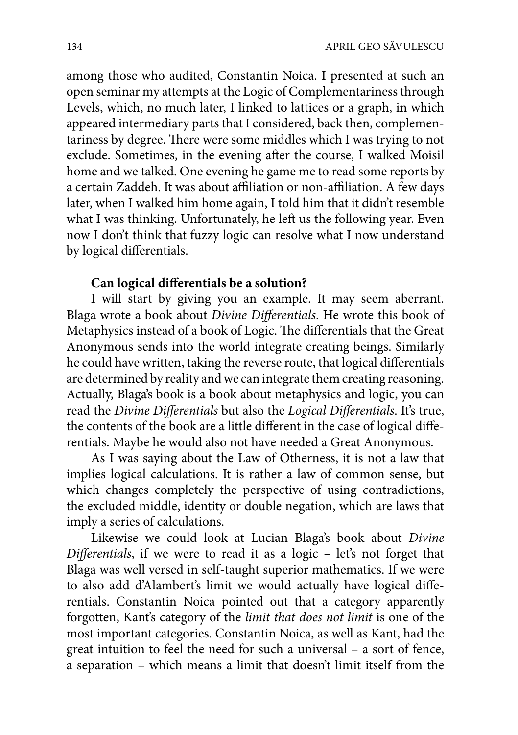among those who audited, Constantin Noica. I presented at such an open seminar my attempts at the Logic of Complementariness through Levels, which, no much later, I linked to lattices or a graph, in which appeared intermediary parts that I considered, back then, complementariness by degree. There were some middles which I was trying to not exclude. Sometimes, in the evening after the course, I walked Moisil home and we talked. One evening he game me to read some reports by a certain Zaddeh. It was about affiliation or non-affiliation. A few days later, when I walked him home again, I told him that it didn't resemble what I was thinking. Unfortunately, he left us the following year. Even now I don't think that fuzzy logic can resolve what I now understand by logical differentials.

**Can logical differentials be a solution?**

I will start by giving you an example. It may seem aberrant. Blaga wrote a book about *Divine Differentials*. He wrote this book of Metaphysics instead of a book of Logic. The differentials that the Great Anonymous sends into the world integrate creating beings. Similarly he could have written, taking the reverse route, that logical differentials are determined by reality and we can integrate them creating reasoning. Actually, Blaga's book is a book about metaphysics and logic, you can read the *Divine Differentials* but also the *Logical Differentials*. It's true, the contents of the book are a little different in the case of logical differentials. Maybe he would also not have needed a Great Anonymous.

As I was saying about the Law of Otherness, it is not a law that implies logical calculations. It is rather a law of common sense, but which changes completely the perspective of using contradictions, the excluded middle, identity or double negation, which are laws that imply a series of calculations.

Likewise we could look at Lucian Blaga's book about *Divine Differentials*, if we were to read it as a logic – let's not forget that Blaga was well versed in self-taught superior mathematics. If we were to also add d'Alambert's limit we would actually have logical differentials. Constantin Noica pointed out that a category apparently forgotten, Kant's category of the *limit that does not limit* is one of the most important categories. Constantin Noica, as well as Kant, had the great intuition to feel the need for such a universal – a sort of fence, a separation – which means a limit that doesn't limit itself from the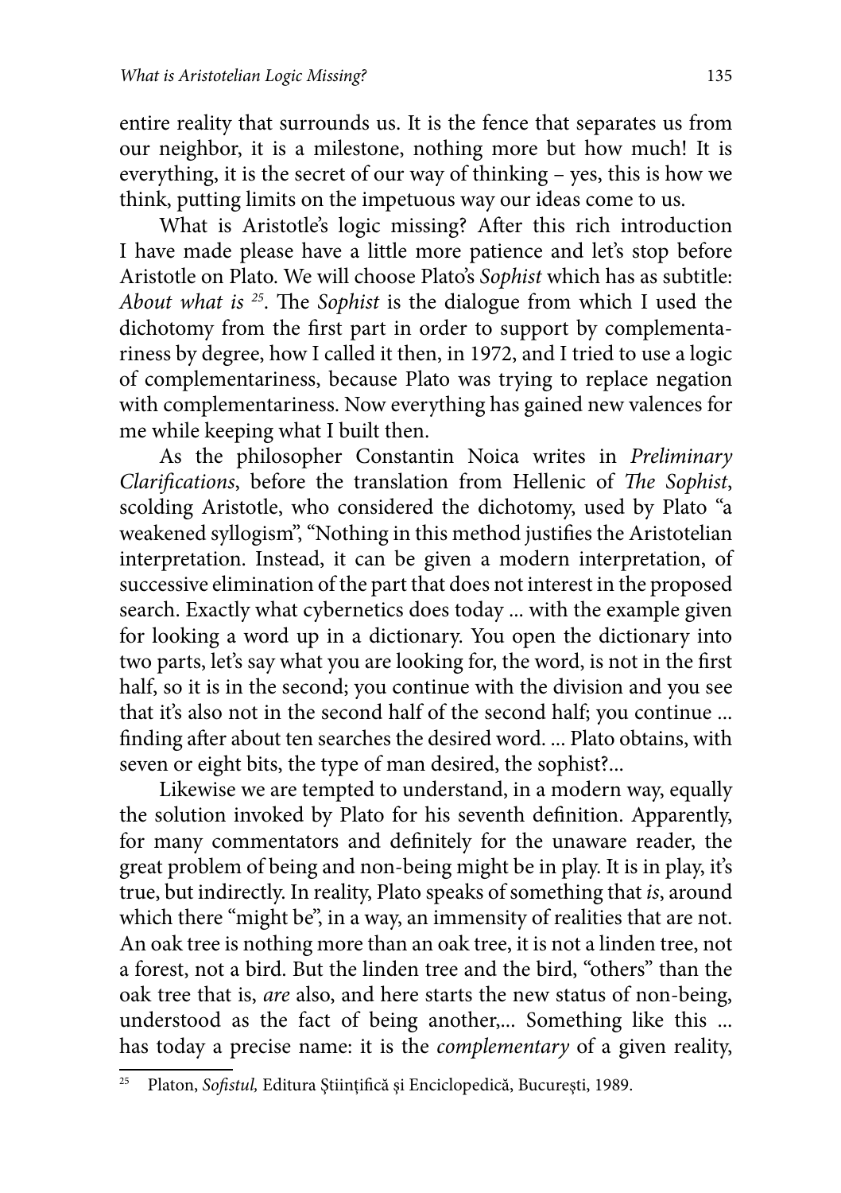entire reality that surrounds us. It is the fence that separates us from our neighbor, it is a milestone, nothing more but how much! It is everything, it is the secret of our way of thinking – yes, this is how we think, putting limits on the impetuous way our ideas come to us.

What is Aristotle's logic missing? After this rich introduction I have made please have a little more patience and let's stop before Aristotle on Plato. We will choose Plato's *Sophist* which has as subtitle: *About what is* [25]. The *Sophist* is the dialogue from which I used the dichotomy from the first part in order to support by complementariness by degree, how I called it then, in 1972, and I tried to use a logic of complementariness, because Plato was trying to replace negation with complementariness. Now everything has gained new valences for me while keeping what I built then.

As the philosopher Constantin Noica writes in *Preliminary Clarifications*, before the translation from Hellenic of *The Sophist*, scolding Aristotle, who considered the dichotomy, used by Plato "a weakened syllogism", "Nothing in this method justifies the Aristotelian interpretation. Instead, it can be given a modern interpretation, of successive elimination of the part that does not interest in the proposed search. Exactly what cybernetics does today ... with the example given for looking a word up in a dictionary. You open the dictionary into two parts, let's say what you are looking for, the word, is not in the first half, so it is in the second; you continue with the division and you see that it's also not in the second half of the second half; you continue ... finding after about ten searches the desired word. ... Plato obtains, with seven or eight bits, the type of man desired, the sophist?...

Likewise we are tempted to understand, in a modern way, equally the solution invoked by Plato for his seventh definition. Apparently, for many commentators and definitely for the unaware reader, the great problem of being and non-being might be in play. It is in play, it's true, but indirectly. In reality, Plato speaks of something that *is*, around which there "might be", in a way, an immensity of realities that are not. An oak tree is nothing more than an oak tree, it is not a linden tree, not a forest, not a bird. But the linden tree and the bird, "others" than the oak tree that is, *are* also, and here starts the new status of non-being, understood as the fact of being another,... Something like this ... has today a precise name: it is the *complementary* of a given reality,

---

[25] Platon, *Sofistul,* Editura Ştiinţifică şi Enciclopedică, Bucureşti, 1989.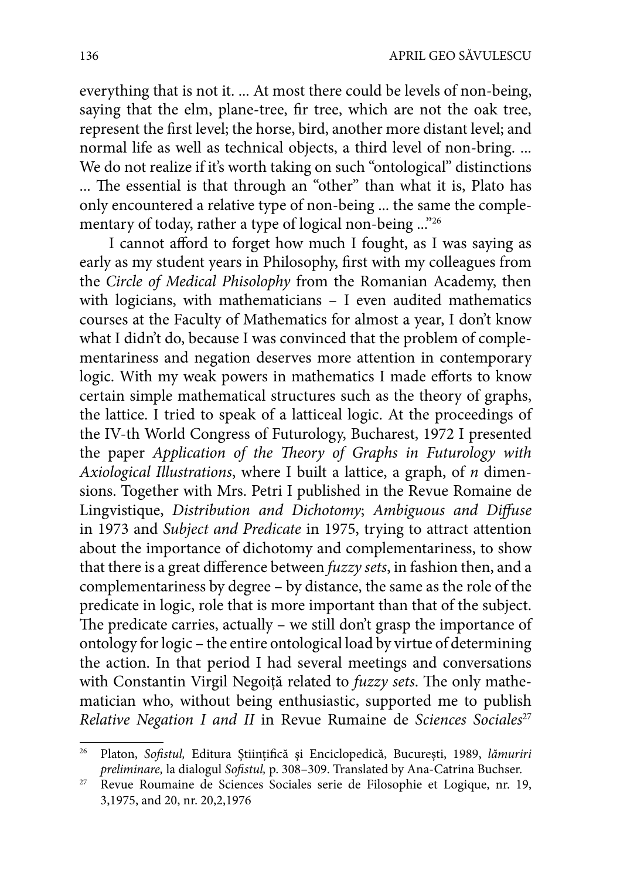everything that is not it. ... At most there could be levels of non-being, saying that the elm, plane-tree, fir tree, which are not the oak tree, represent the first level; the horse, bird, another more distant level; and normal life as well as technical objects, a third level of non-bring. ... We do not realize if it's worth taking on such "ontological" distinctions ... The essential is that through an "other" than what it is, Plato has only encountered a relative type of non-being ... the same the complementary of today, rather a type of logical non-being ..."[26]

I cannot afford to forget how much I fought, as I was saying as early as my student years in Philosophy, first with my colleagues from the *Circle of Medical Phisolophy* from the Romanian Academy, then with logicians, with mathematicians – I even audited mathematics courses at the Faculty of Mathematics for almost a year, I don't know what I didn't do, because I was convinced that the problem of complementariness and negation deserves more attention in contemporary logic. With my weak powers in mathematics I made efforts to know certain simple mathematical structures such as the theory of graphs, the lattice. I tried to speak of a latticeal logic. At the proceedings of the IV-th World Congress of Futurology, Bucharest, 1972 I presented the paper *Application of the Theory of Graphs in Futurology with Axiological Illustrations*, where I built a lattice, a graph, of *n* dimensions. Together with Mrs. Petri I published in the Revue Romaine de Lingvistique, *Distribution and Dichotomy*; *Ambiguous and Diffuse* in 1973 and *Subject and Predicate* in 1975, trying to attract attention about the importance of dichotomy and complementariness, to show that there is a great difference between *fuzzy sets*, in fashion then, and a complementariness by degree – by distance, the same as the role of the predicate in logic, role that is more important than that of the subject. The predicate carries, actually – we still don't grasp the importance of ontology for logic – the entire ontological load by virtue of determining the action. In that period I had several meetings and conversations with Constantin Virgil Negoiță related to *fuzzy sets*. The only mathematician who, without being enthusiastic, supported me to publish *Relative Negation I and II* in Revue Rumaine de *Sciences Sociales*[27]

---

[26] Platon, *Sofistul,* Editura Științifică și Enciclopedică, București, 1989, *lămuriri preliminare,* la dialogul *Sofistul,* p. 308–309. Translated by Ana-Catrina Buchser.

[27] Revue Roumaine de Sciences Sociales serie de Filosophie et Logique, nr. 19, 3,1975, and 20, nr. 20,2,1976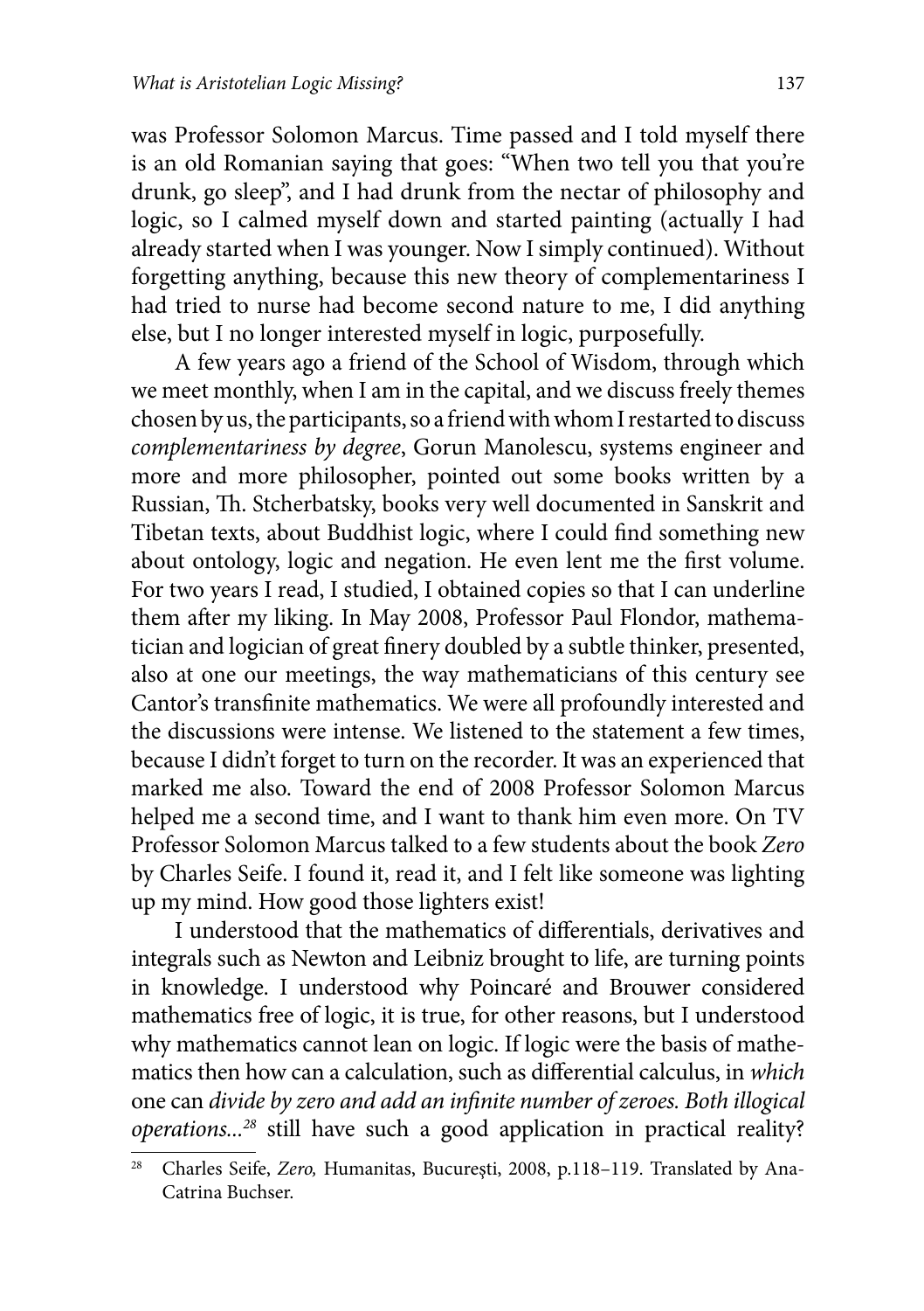was Professor Solomon Marcus. Time passed and I told myself there is an old Romanian saying that goes: "When two tell you that you're drunk, go sleep", and I had drunk from the nectar of philosophy and logic, so I calmed myself down and started painting (actually I had already started when I was younger. Now I simply continued). Without forgetting anything, because this new theory of complementariness I had tried to nurse had become second nature to me, I did anything else, but I no longer interested myself in logic, purposefully.

A few years ago a friend of the School of Wisdom, through which we meet monthly, when I am in the capital, and we discuss freely themes chosen by us, the participants, so a friend with whom I restarted to discuss *complementariness by degree*, Gorun Manolescu, systems engineer and more and more philosopher, pointed out some books written by a Russian, Th. Stcherbatsky, books very well documented in Sanskrit and Tibetan texts, about Buddhist logic, where I could find something new about ontology, logic and negation. He even lent me the first volume. For two years I read, I studied, I obtained copies so that I can underline them after my liking. In May 2008, Professor Paul Flondor, mathematician and logician of great finery doubled by a subtle thinker, presented, also at one our meetings, the way mathematicians of this century see Cantor's transfinite mathematics. We were all profoundly interested and the discussions were intense. We listened to the statement a few times, because I didn't forget to turn on the recorder. It was an experienced that marked me also. Toward the end of 2008 Professor Solomon Marcus helped me a second time, and I want to thank him even more. On TV Professor Solomon Marcus talked to a few students about the book *Zero* by Charles Seife. I found it, read it, and I felt like someone was lighting up my mind. How good those lighters exist!

I understood that the mathematics of differentials, derivatives and integrals such as Newton and Leibniz brought to life, are turning points in knowledge. I understood why Poincaré and Brouwer considered mathematics free of logic, it is true, for other reasons, but I understood why mathematics cannot lean on logic. If logic were the basis of mathematics then how can a calculation, such as differential calculus, in *which* one can *divide by zero and add an infinite number of zeroes. Both illogical operations...*[28] still have such a good application in practical reality?

[28] Charles Seife, *Zero,* Humanitas, Bucureşti, 2008, p.118–119. Translated by Ana-Catrina Buchser.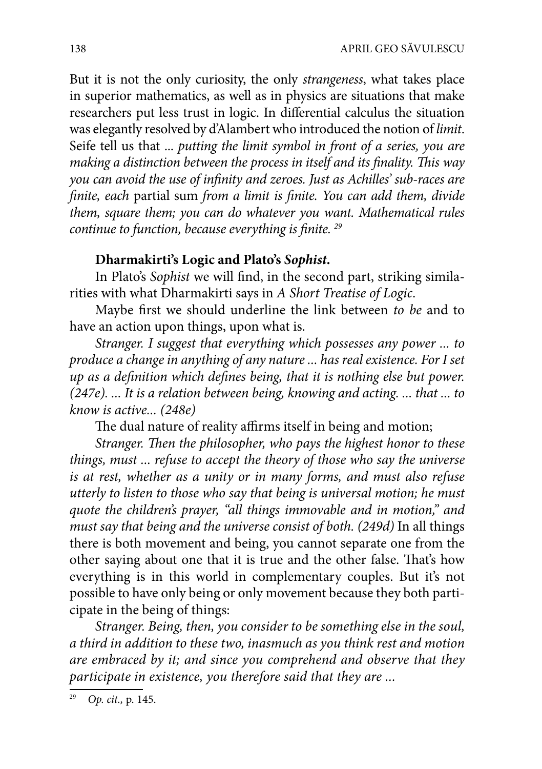But it is not the only curiosity, the only *strangeness*, what takes place in superior mathematics, as well as in physics are situations that make researchers put less trust in logic. In differential calculus the situation was elegantly resolved by d'Alambert who introduced the notion of *limit*. Seife tell us that ... *putting the limit symbol in front of a series, you are making a distinction between the process in itself and its finality. This way you can avoid the use of infinity and zeroes. Just as Achilles' sub-races are finite, each* partial sum *from a limit is finite. You can add them, divide them, square them; you can do whatever you want. Mathematical rules continue to function, because everything is finite.* [29]

**Dharmakirti's Logic and Plato's *Sophist*.**

In Plato's *Sophist* we will find, in the second part, striking similarities with what Dharmakirti says in *A Short Treatise of Logic*.

Maybe first we should underline the link between *to be* and to have an action upon things, upon what is.

*Stranger. I suggest that everything which possesses any power ... to produce a change in anything of any nature ... has real existence. For I set up as a definition which defines being, that it is nothing else but power. (247e). ... It is a relation between being, knowing and acting. ... that ... to know is active... (248e)*

The dual nature of reality affirms itself in being and motion;

*Stranger. Then the philosopher, who pays the highest honor to these things, must ... refuse to accept the theory of those who say the universe is at rest, whether as a unity or in many forms, and must also refuse utterly to listen to those who say that being is universal motion; he must quote the children's prayer, "all things immovable and in motion," and must say that being and the universe consist of both. (249d)* In all things there is both movement and being, you cannot separate one from the other saying about one that it is true and the other false. That's how everything is in this world in complementary couples. But it's not possible to have only being or only movement because they both participate in the being of things:

*Stranger. Being, then, you consider to be something else in the soul, a third in addition to these two, inasmuch as you think rest and motion are embraced by it; and since you comprehend and observe that they participate in existence, you therefore said that they are ...*

---

[29] *Op. cit.,* p. 145.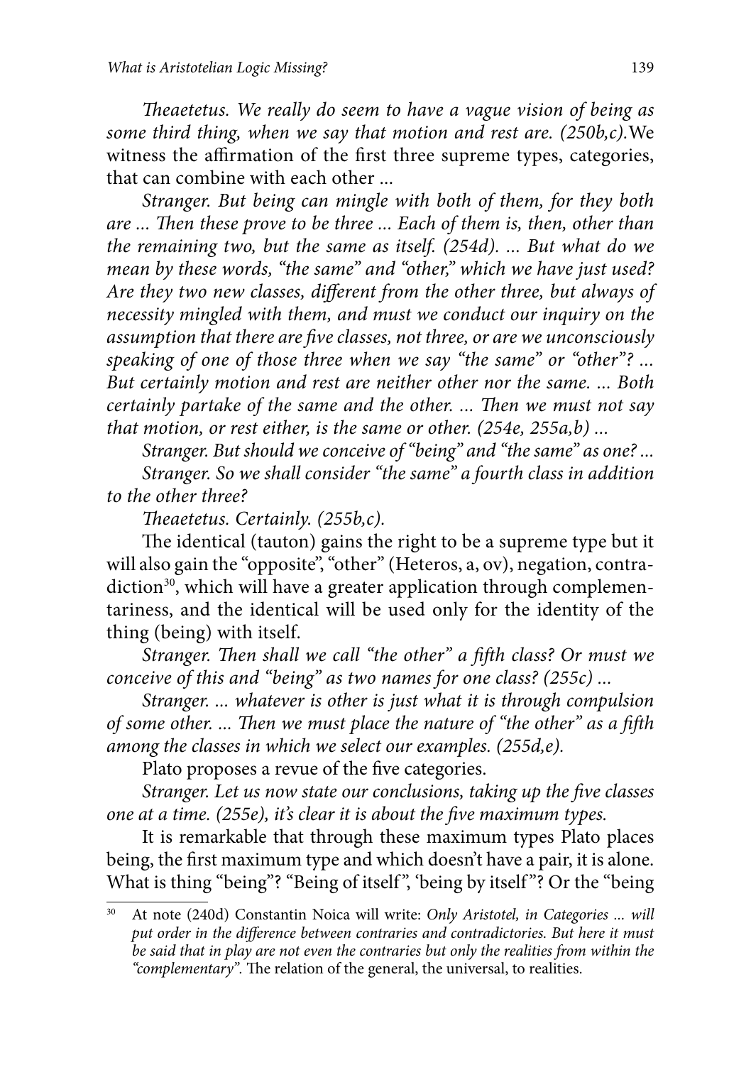*Theaetetus. We really do seem to have a vague vision of being as some third thing, when we say that motion and rest are. (250b,c).*We witness the affirmation of the first three supreme types, categories, that can combine with each other ...

*Stranger. But being can mingle with both of them, for they both are ... Then these prove to be three ... Each of them is, then, other than the remaining two, but the same as itself. (254d). ... But what do we mean by these words, "the same" and "other," which we have just used? Are they two new classes, different from the other three, but always of necessity mingled with them, and must we conduct our inquiry on the assumption that there are five classes, not three, or are we unconsciously speaking of one of those three when we say "the same" or "other"? ... But certainly motion and rest are neither other nor the same. ... Both certainly partake of the same and the other. ... Then we must not say that motion, or rest either, is the same or other. (254e, 255a,b) ...*

*Stranger. But should we conceive of "being" and "the same" as one? ...*

*Stranger. So we shall consider "the same" a fourth class in addition to the other three?*

*Theaetetus. Certainly. (255b,c).*

The identical (tauton) gains the right to be a supreme type but it will also gain the "opposite", "other" (Heteros, a, ov), negation, contradiction[30], which will have a greater application through complementariness, and the identical will be used only for the identity of the thing (being) with itself.

*Stranger. Then shall we call "the other" a fifth class? Or must we conceive of this and "being" as two names for one class? (255c) ...*

*Stranger. ... whatever is other is just what it is through compulsion of some other. ... Then we must place the nature of "the other" as a fifth among the classes in which we select our examples. (255d,e).*

Plato proposes a revue of the five categories.

*Stranger. Let us now state our conclusions, taking up the five classes one at a time. (255e), it's clear it is about the five maximum types.*

It is remarkable that through these maximum types Plato places being, the first maximum type and which doesn't have a pair, it is alone. What is thing "being"? "Being of itself", 'being by itself"? Or the "being

[30] At note (240d) Constantin Noica will write: *Only Aristotel, in Categories ... will put order in the difference between contraries and contradictories. But here it must be said that in play are not even the contraries but only the realities from within the "complementary".* The relation of the general, the universal, to realities.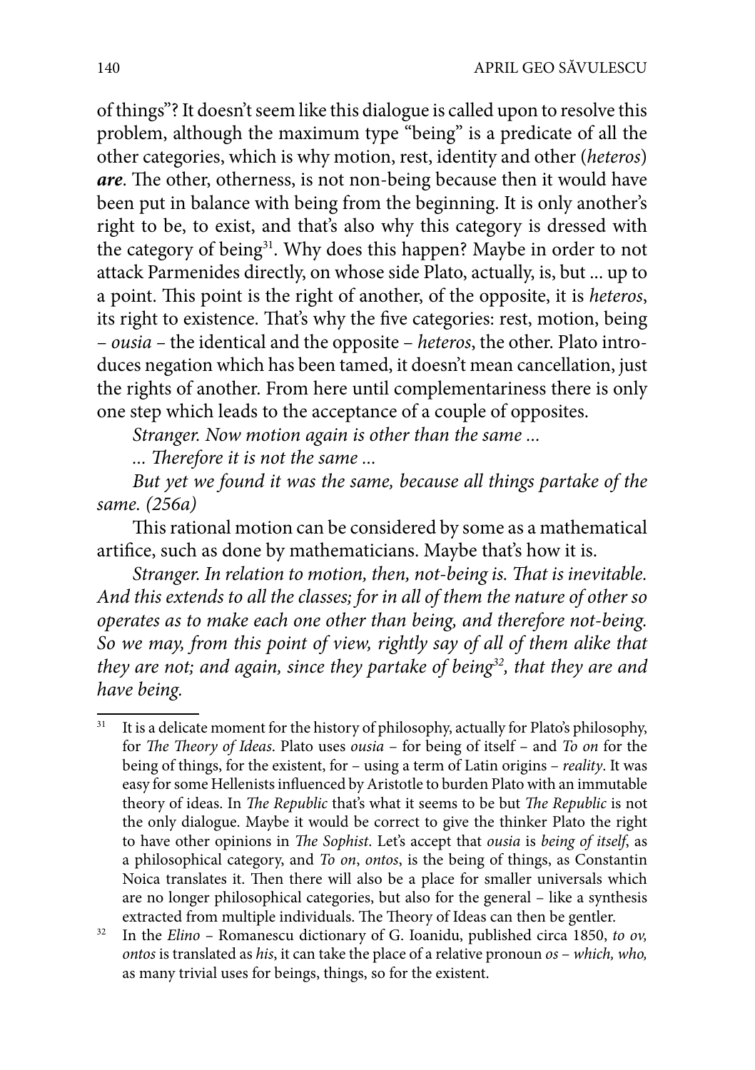of things"? It doesn't seem like this dialogue is called upon to resolve this problem, although the maximum type "being" is a predicate of all the other categories, which is why motion, rest, identity and other (*heteros*) ***are***. The other, otherness, is not non-being because then it would have been put in balance with being from the beginning. It is only another's right to be, to exist, and that's also why this category is dressed with the category of being[31]. Why does this happen? Maybe in order to not attack Parmenides directly, on whose side Plato, actually, is, but ... up to a point. This point is the right of another, of the opposite, it is *heteros*, its right to existence. That's why the five categories: rest, motion, being – *ousia* – the identical and the opposite – *heteros*, the other. Plato introduces negation which has been tamed, it doesn't mean cancellation, just the rights of another. From here until complementariness there is only one step which leads to the acceptance of a couple of opposites.

*Stranger. Now motion again is other than the same ...*

*... Therefore it is not the same ...*

*But yet we found it was the same, because all things partake of the same. (256a)*

This rational motion can be considered by some as a mathematical artifice, such as done by mathematicians. Maybe that's how it is.

*Stranger. In relation to motion, then, not-being is. That is inevitable. And this extends to all the classes; for in all of them the nature of other so operates as to make each one other than being, and therefore not-being. So we may, from this point of view, rightly say of all of them alike that they are not; and again, since they partake of being*[32]*, that they are and have being.*

---

[31] It is a delicate moment for the history of philosophy, actually for Plato's philosophy, for *The Theory of Ideas*. Plato uses *ousia* – for being of itself – and *To on* for the being of things, for the existent, for – using a term of Latin origins – *reality*. It was easy for some Hellenists influenced by Aristotle to burden Plato with an immutable theory of ideas. In *The Republic* that's what it seems to be but *The Republic* is not the only dialogue. Maybe it would be correct to give the thinker Plato the right to have other opinions in *The Sophist*. Let's accept that *ousia* is *being of itself*, as a philosophical category, and *To on*, *ontos*, is the being of things, as Constantin Noica translates it. Then there will also be a place for smaller universals which are no longer philosophical categories, but also for the general – like a synthesis extracted from multiple individuals. The Theory of Ideas can then be gentler.

[32] In the *Elino* – Romanescu dictionary of G. Ioanidu, published circa 1850, *to ov, ontos* is translated as *his*, it can take the place of a relative pronoun *os* – *which, who,* as many trivial uses for beings, things, so for the existent.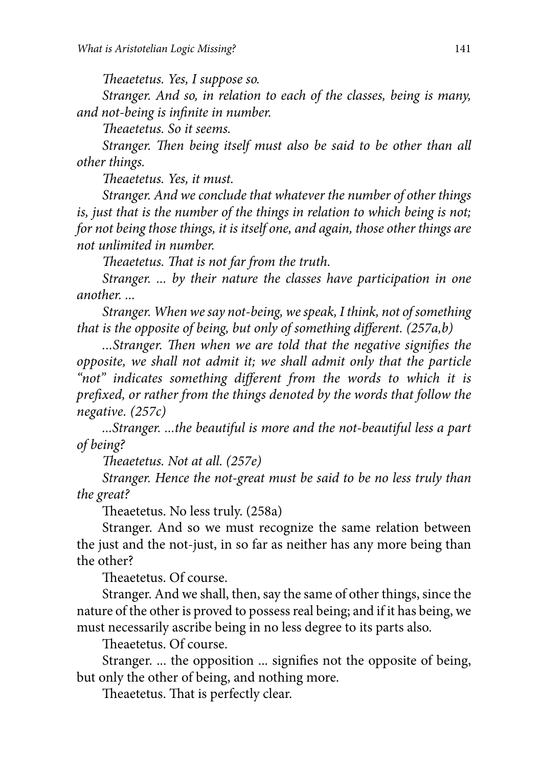*Theaetetus. Yes, I suppose so.*

*Stranger. And so, in relation to each of the classes, being is many, and not-being is infinite in number.*

*Theaetetus. So it seems.*

*Stranger. Then being itself must also be said to be other than all other things.*

*Theaetetus. Yes, it must.*

*Stranger. And we conclude that whatever the number of other things is, just that is the number of the things in relation to which being is not; for not being those things, it is itself one, and again, those other things are not unlimited in number.*

*Theaetetus. That is not far from the truth.*

*Stranger. ... by their nature the classes have participation in one another. ...*

*Stranger. When we say not-being, we speak, I think, not of something that is the opposite of being, but only of something different. (257a,b)*

*...Stranger. Then when we are told that the negative signifies the opposite, we shall not admit it; we shall admit only that the particle "not" indicates something different from the words to which it is prefixed, or rather from the things denoted by the words that follow the negative. (257c)*

*...Stranger. ...the beautiful is more and the not-beautiful less a part of being?*

*Theaetetus. Not at all. (257e)*

*Stranger. Hence the not-great must be said to be no less truly than the great?*

Theaetetus. No less truly. (258a)

Stranger. And so we must recognize the same relation between the just and the not-just, in so far as neither has any more being than the other?

Theaetetus. Of course.

Stranger. And we shall, then, say the same of other things, since the nature of the other is proved to possess real being; and if it has being, we must necessarily ascribe being in no less degree to its parts also.

Theaetetus. Of course.

Stranger. ... the opposition ... signifies not the opposite of being, but only the other of being, and nothing more.

Theaetetus. That is perfectly clear.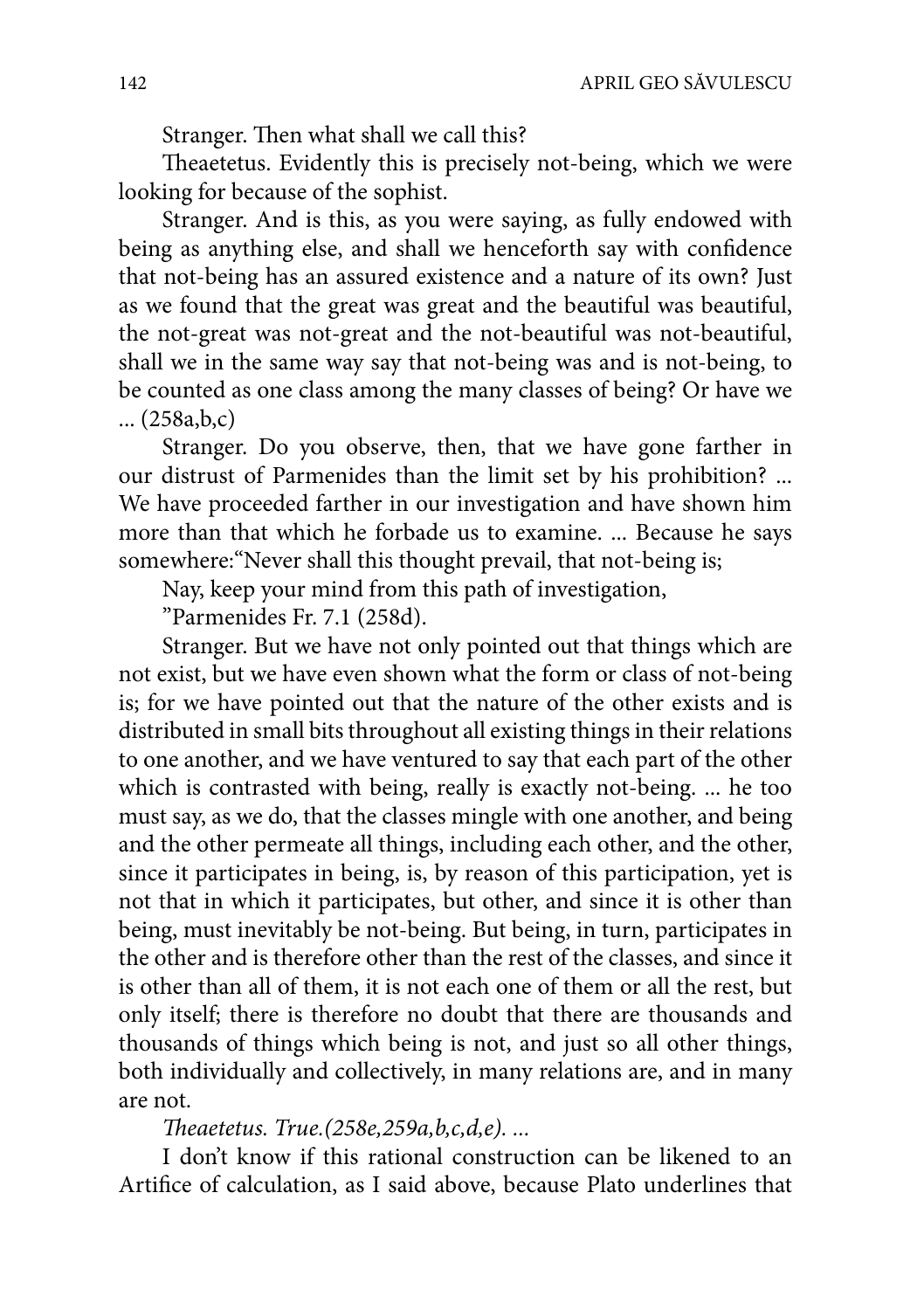Stranger. Then what shall we call this?

Theaetetus. Evidently this is precisely not-being, which we were looking for because of the sophist.

Stranger. And is this, as you were saying, as fully endowed with being as anything else, and shall we henceforth say with confidence that not-being has an assured existence and a nature of its own? Just as we found that the great was great and the beautiful was beautiful, the not-great was not-great and the not-beautiful was not-beautiful, shall we in the same way say that not-being was and is not-being, to be counted as one class among the many classes of being? Or have we ... (258a,b,c)

Stranger. Do you observe, then, that we have gone farther in our distrust of Parmenides than the limit set by his prohibition? ... We have proceeded farther in our investigation and have shown him more than that which he forbade us to examine. ... Because he says somewhere:"Never shall this thought prevail, that not-being is;

Nay, keep your mind from this path of investigation,

"Parmenides Fr. 7.1 (258d).

Stranger. But we have not only pointed out that things which are not exist, but we have even shown what the form or class of not-being is; for we have pointed out that the nature of the other exists and is distributed in small bits throughout all existing things in their relations to one another, and we have ventured to say that each part of the other which is contrasted with being, really is exactly not-being. ... he too must say, as we do, that the classes mingle with one another, and being and the other permeate all things, including each other, and the other, since it participates in being, is, by reason of this participation, yet is not that in which it participates, but other, and since it is other than being, must inevitably be not-being. But being, in turn, participates in the other and is therefore other than the rest of the classes, and since it is other than all of them, it is not each one of them or all the rest, but only itself; there is therefore no doubt that there are thousands and thousands of things which being is not, and just so all other things, both individually and collectively, in many relations are, and in many are not.

*Theaetetus. True.(258e,259a,b,c,d,e). ...*

I don't know if this rational construction can be likened to an Artifice of calculation, as I said above, because Plato underlines that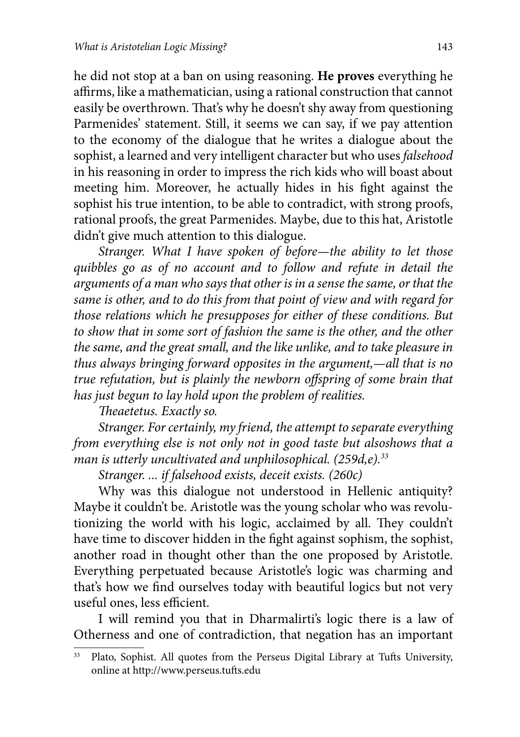he did not stop at a ban on using reasoning. **He proves** everything he affirms, like a mathematician, using a rational construction that cannot easily be overthrown. That's why he doesn't shy away from questioning Parmenides' statement. Still, it seems we can say, if we pay attention to the economy of the dialogue that he writes a dialogue about the sophist, a learned and very intelligent character but who uses *falsehood* in his reasoning in order to impress the rich kids who will boast about meeting him. Moreover, he actually hides in his fight against the sophist his true intention, to be able to contradict, with strong proofs, rational proofs, the great Parmenides. Maybe, due to this hat, Aristotle didn't give much attention to this dialogue.

*Stranger. What I have spoken of before—the ability to let those quibbles go as of no account and to follow and refute in detail the arguments of a man who says that other is in a sense the same, or that the same is other, and to do this from that point of view and with regard for those relations which he presupposes for either of these conditions. But to show that in some sort of fashion the same is the other, and the other the same, and the great small, and the like unlike, and to take pleasure in thus always bringing forward opposites in the argument,—all that is no true refutation, but is plainly the newborn offspring of some brain that has just begun to lay hold upon the problem of realities.*

*Theaetetus. Exactly so.*

*Stranger. For certainly, my friend, the attempt to separate everything from everything else is not only not in good taste but alsoshows that a man is utterly uncultivated and unphilosophical. (259d,e).*[33]

*Stranger. ... if falsehood exists, deceit exists. (260c)*

Why was this dialogue not understood in Hellenic antiquity? Maybe it couldn't be. Aristotle was the young scholar who was revolutionizing the world with his logic, acclaimed by all. They couldn't have time to discover hidden in the fight against sophism, the sophist, another road in thought other than the one proposed by Aristotle. Everything perpetuated because Aristotle's logic was charming and that's how we find ourselves today with beautiful logics but not very useful ones, less efficient.

I will remind you that in Dharmalirti's logic there is a law of Otherness and one of contradiction, that negation has an important

---

[33] Plato, Sophist. All quotes from the Perseus Digital Library at Tufts University, online at http://www.perseus.tufts.edu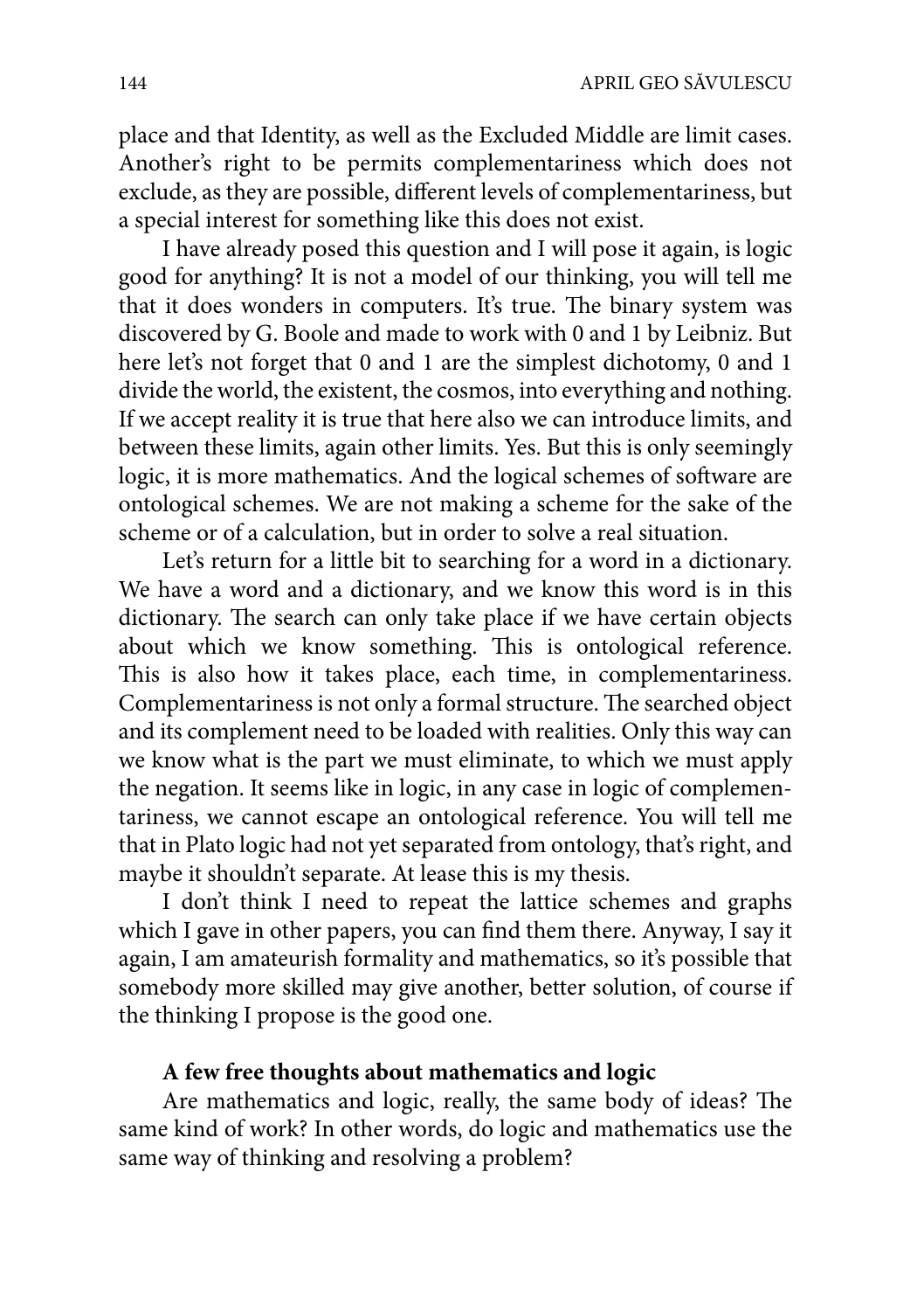place and that Identity, as well as the Excluded Middle are limit cases. Another's right to be permits complementariness which does not exclude, as they are possible, different levels of complementariness, but a special interest for something like this does not exist.

I have already posed this question and I will pose it again, is logic good for anything? It is not a model of our thinking, you will tell me that it does wonders in computers. It's true. The binary system was discovered by G. Boole and made to work with 0 and 1 by Leibniz. But here let's not forget that 0 and 1 are the simplest dichotomy, 0 and 1 divide the world, the existent, the cosmos, into everything and nothing. If we accept reality it is true that here also we can introduce limits, and between these limits, again other limits. Yes. But this is only seemingly logic, it is more mathematics. And the logical schemes of software are ontological schemes. We are not making a scheme for the sake of the scheme or of a calculation, but in order to solve a real situation.

Let's return for a little bit to searching for a word in a dictionary. We have a word and a dictionary, and we know this word is in this dictionary. The search can only take place if we have certain objects about which we know something. This is ontological reference. This is also how it takes place, each time, in complementariness. Complementariness is not only a formal structure. The searched object and its complement need to be loaded with realities. Only this way can we know what is the part we must eliminate, to which we must apply the negation. It seems like in logic, in any case in logic of complementariness, we cannot escape an ontological reference. You will tell me that in Plato logic had not yet separated from ontology, that's right, and maybe it shouldn't separate. At lease this is my thesis.

I don't think I need to repeat the lattice schemes and graphs which I gave in other papers, you can find them there. Anyway, I say it again, I am amateurish formality and mathematics, so it's possible that somebody more skilled may give another, better solution, of course if the thinking I propose is the good one.

### A few free thoughts about mathematics and logic

Are mathematics and logic, really, the same body of ideas? The same kind of work? In other words, do logic and mathematics use the same way of thinking and resolving a problem?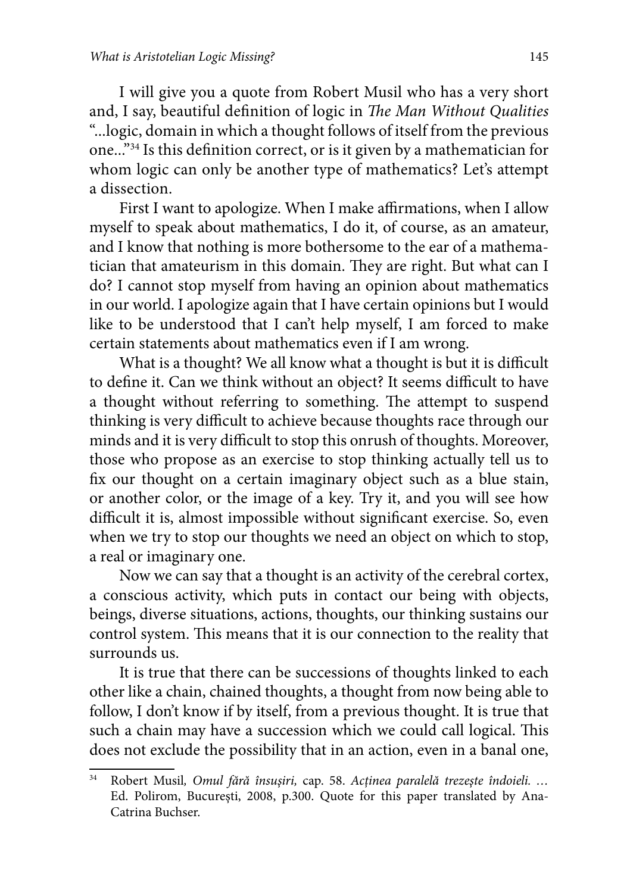I will give you a quote from Robert Musil who has a very short and, I say, beautiful definition of logic in *The Man Without Qualities* "...logic, domain in which a thought follows of itself from the previous one..."[34] Is this definition correct, or is it given by a mathematician for whom logic can only be another type of mathematics? Let's attempt a dissection.

First I want to apologize. When I make affirmations, when I allow myself to speak about mathematics, I do it, of course, as an amateur, and I know that nothing is more bothersome to the ear of a mathematician that amateurism in this domain. They are right. But what can I do? I cannot stop myself from having an opinion about mathematics in our world. I apologize again that I have certain opinions but I would like to be understood that I can't help myself, I am forced to make certain statements about mathematics even if I am wrong.

What is a thought? We all know what a thought is but it is difficult to define it. Can we think without an object? It seems difficult to have a thought without referring to something. The attempt to suspend thinking is very difficult to achieve because thoughts race through our minds and it is very difficult to stop this onrush of thoughts. Moreover, those who propose as an exercise to stop thinking actually tell us to fix our thought on a certain imaginary object such as a blue stain, or another color, or the image of a key. Try it, and you will see how difficult it is, almost impossible without significant exercise. So, even when we try to stop our thoughts we need an object on which to stop, a real or imaginary one.

Now we can say that a thought is an activity of the cerebral cortex, a conscious activity, which puts in contact our being with objects, beings, diverse situations, actions, thoughts, our thinking sustains our control system. This means that it is our connection to the reality that surrounds us.

It is true that there can be successions of thoughts linked to each other like a chain, chained thoughts, a thought from now being able to follow, I don't know if by itself, from a previous thought. It is true that such a chain may have a succession which we could call logical. This does not exclude the possibility that in an action, even in a banal one,

---

[34] Robert Musil, *Omul fără însușiri,* cap. 58. *Acținea paralelă trezește îndoieli. ...* Ed. Polirom, București, 2008, p.300. Quote for this paper translated by Ana-Catrina Buchser.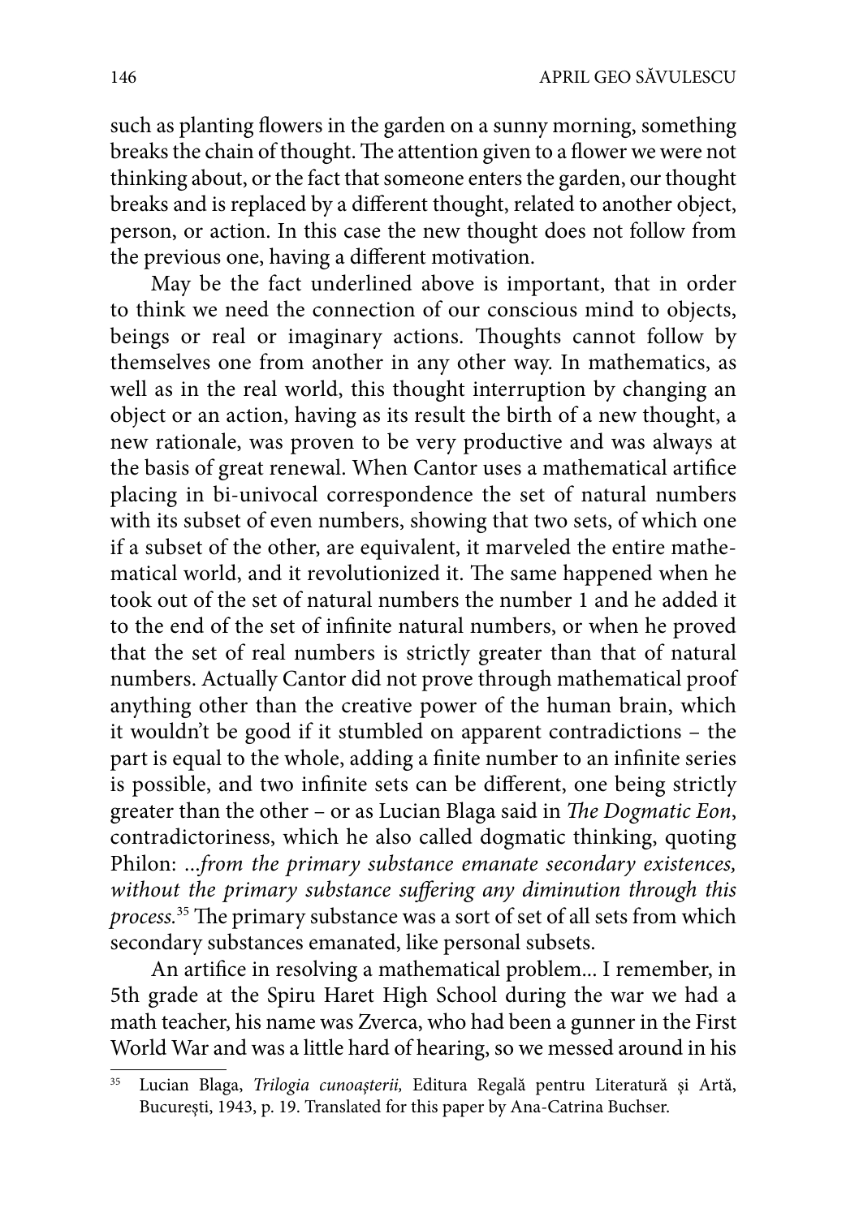such as planting flowers in the garden on a sunny morning, something breaks the chain of thought. The attention given to a flower we were not thinking about, or the fact that someone enters the garden, our thought breaks and is replaced by a different thought, related to another object, person, or action. In this case the new thought does not follow from the previous one, having a different motivation.

May be the fact underlined above is important, that in order to think we need the connection of our conscious mind to objects, beings or real or imaginary actions. Thoughts cannot follow by themselves one from another in any other way. In mathematics, as well as in the real world, this thought interruption by changing an object or an action, having as its result the birth of a new thought, a new rationale, was proven to be very productive and was always at the basis of great renewal. When Cantor uses a mathematical artifice placing in bi-univocal correspondence the set of natural numbers with its subset of even numbers, showing that two sets, of which one if a subset of the other, are equivalent, it marveled the entire mathematical world, and it revolutionized it. The same happened when he took out of the set of natural numbers the number 1 and he added it to the end of the set of infinite natural numbers, or when he proved that the set of real numbers is strictly greater than that of natural numbers. Actually Cantor did not prove through mathematical proof anything other than the creative power of the human brain, which it wouldn't be good if it stumbled on apparent contradictions – the part is equal to the whole, adding a finite number to an infinite series is possible, and two infinite sets can be different, one being strictly greater than the other – or as Lucian Blaga said in *The Dogmatic Eon*, contradictoriness, which he also called dogmatic thinking, quoting Philon: *...from the primary substance emanate secondary existences, without the primary substance suffering any diminution through this process.*[35] The primary substance was a sort of set of all sets from which secondary substances emanated, like personal subsets.

An artifice in resolving a mathematical problem... I remember, in 5th grade at the Spiru Haret High School during the war we had a math teacher, his name was Zverca, who had been a gunner in the First World War and was a little hard of hearing, so we messed around in his

---

[35] Lucian Blaga, *Trilogia cunoaşterii,* Editura Regală pentru Literatură şi Artă, Bucureşti, 1943, p. 19. Translated for this paper by Ana-Catrina Buchser.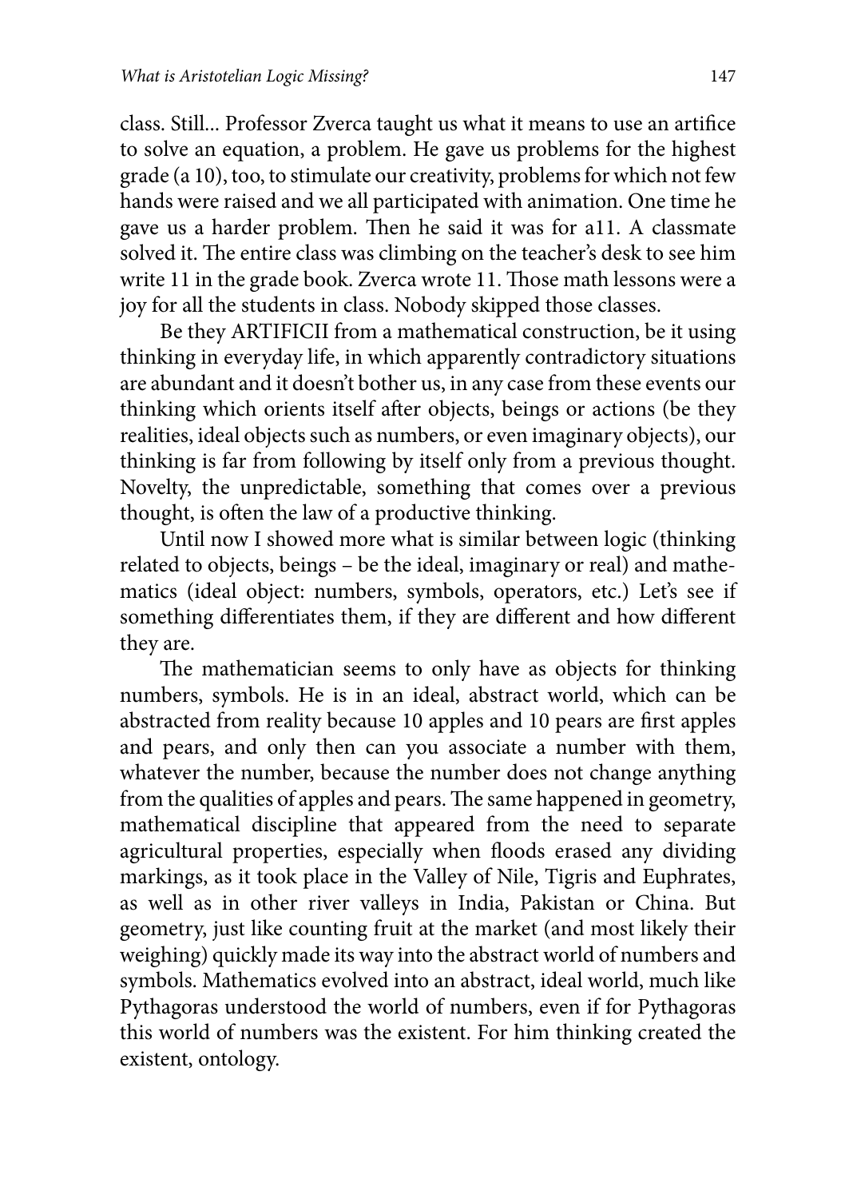class. Still... Professor Zverca taught us what it means to use an artifice to solve an equation, a problem. He gave us problems for the highest grade (a 10), too, to stimulate our creativity, problems for which not few hands were raised and we all participated with animation. One time he gave us a harder problem. Then he said it was for a11. A classmate solved it. The entire class was climbing on the teacher's desk to see him write 11 in the grade book. Zverca wrote 11. Those math lessons were a joy for all the students in class. Nobody skipped those classes.

Be they ARTIFICII from a mathematical construction, be it using thinking in everyday life, in which apparently contradictory situations are abundant and it doesn't bother us, in any case from these events our thinking which orients itself after objects, beings or actions (be they realities, ideal objects such as numbers, or even imaginary objects), our thinking is far from following by itself only from a previous thought. Novelty, the unpredictable, something that comes over a previous thought, is often the law of a productive thinking.

Until now I showed more what is similar between logic (thinking related to objects, beings – be the ideal, imaginary or real) and mathematics (ideal object: numbers, symbols, operators, etc.) Let's see if something differentiates them, if they are different and how different they are.

The mathematician seems to only have as objects for thinking numbers, symbols. He is in an ideal, abstract world, which can be abstracted from reality because 10 apples and 10 pears are first apples and pears, and only then can you associate a number with them, whatever the number, because the number does not change anything from the qualities of apples and pears. The same happened in geometry, mathematical discipline that appeared from the need to separate agricultural properties, especially when floods erased any dividing markings, as it took place in the Valley of Nile, Tigris and Euphrates, as well as in other river valleys in India, Pakistan or China. But geometry, just like counting fruit at the market (and most likely their weighing) quickly made its way into the abstract world of numbers and symbols. Mathematics evolved into an abstract, ideal world, much like Pythagoras understood the world of numbers, even if for Pythagoras this world of numbers was the existent. For him thinking created the existent, ontology.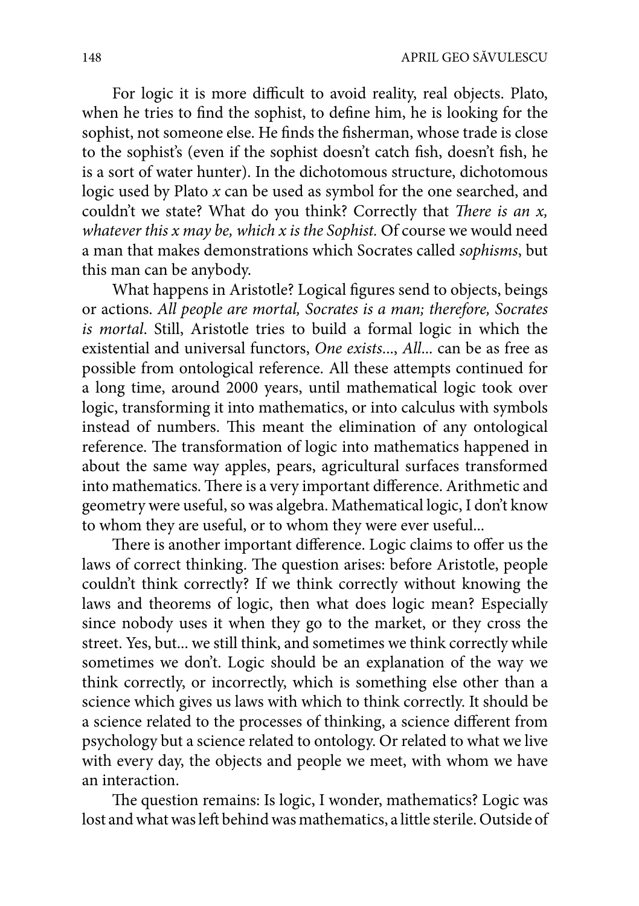For logic it is more difficult to avoid reality, real objects. Plato, when he tries to find the sophist, to define him, he is looking for the sophist, not someone else. He finds the fisherman, whose trade is close to the sophist's (even if the sophist doesn't catch fish, doesn't fish, he is a sort of water hunter). In the dichotomous structure, dichotomous logic used by Plato $x$ can be used as symbol for the one searched, and couldn't we state? What do you think? Correctly that *There is an x, whatever this x may be, which x is the Sophist.* Of course we would need a man that makes demonstrations which Socrates called *sophisms*, but this man can be anybody.

What happens in Aristotle? Logical figures send to objects, beings or actions. *All people are mortal, Socrates is a man; therefore, Socrates is mortal*. Still, Aristotle tries to build a formal logic in which the existential and universal functors, *One exists*..., *All*... can be as free as possible from ontological reference. All these attempts continued for a long time, around 2000 years, until mathematical logic took over logic, transforming it into mathematics, or into calculus with symbols instead of numbers. This meant the elimination of any ontological reference. The transformation of logic into mathematics happened in about the same way apples, pears, agricultural surfaces transformed into mathematics. There is a very important difference. Arithmetic and geometry were useful, so was algebra. Mathematical logic, I don't know to whom they are useful, or to whom they were ever useful...

There is another important difference. Logic claims to offer us the laws of correct thinking. The question arises: before Aristotle, people couldn't think correctly? If we think correctly without knowing the laws and theorems of logic, then what does logic mean? Especially since nobody uses it when they go to the market, or they cross the street. Yes, but... we still think, and sometimes we think correctly while sometimes we don't. Logic should be an explanation of the way we think correctly, or incorrectly, which is something else other than a science which gives us laws with which to think correctly. It should be a science related to the processes of thinking, a science different from psychology but a science related to ontology. Or related to what we live with every day, the objects and people we meet, with whom we have an interaction.

The question remains: Is logic, I wonder, mathematics? Logic was lost and what was left behind was mathematics, a little sterile. Outside of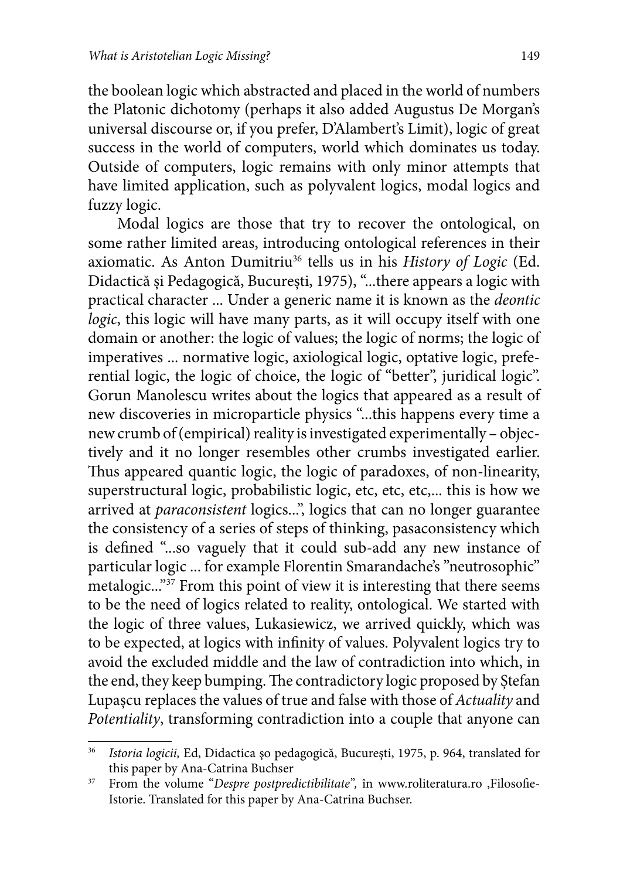the boolean logic which abstracted and placed in the world of numbers the Platonic dichotomy (perhaps it also added Augustus De Morgan's universal discourse or, if you prefer, D'Alambert's Limit), logic of great success in the world of computers, world which dominates us today. Outside of computers, logic remains with only minor attempts that have limited application, such as polyvalent logics, modal logics and fuzzy logic.

Modal logics are those that try to recover the ontological, on some rather limited areas, introducing ontological references in their axiomatic. As Anton Dumitriu[36] tells us in his *History of Logic* (Ed. Didactică și Pedagogică, București, 1975), "...there appears a logic with practical character ... Under a generic name it is known as the *deontic logic*, this logic will have many parts, as it will occupy itself with one domain or another: the logic of values; the logic of norms; the logic of imperatives ... normative logic, axiological logic, optative logic, preferential logic, the logic of choice, the logic of "better", juridical logic". Gorun Manolescu writes about the logics that appeared as a result of new discoveries in microparticle physics "...this happens every time a new crumb of (empirical) reality is investigated experimentally – objectively and it no longer resembles other crumbs investigated earlier. Thus appeared quantic logic, the logic of paradoxes, of non-linearity, superstructural logic, probabilistic logic, etc, etc, etc,... this is how we arrived at *paraconsistent* logics...", logics that can no longer guarantee the consistency of a series of steps of thinking, pasaconsistency which is defined "...so vaguely that it could sub-add any new instance of particular logic ... for example Florentin Smarandache's "neutrosophic" metalogic..."[37] From this point of view it is interesting that there seems to be the need of logics related to reality, ontological. We started with the logic of three values, Lukasiewicz, we arrived quickly, which was to be expected, at logics with infinity of values. Polyvalent logics try to avoid the excluded middle and the law of contradiction into which, in the end, they keep bumping. The contradictory logic proposed by Ștefan Lupașcu replaces the values of true and false with those of *Actuality* and *Potentiality*, transforming contradiction into a couple that anyone can

---

[36] *Istoria logicii,* Ed, Didactica şo pedagogică, Bucureşti, 1975, p. 964, translated for this paper by Ana-Catrina Buchser

[37] From the volume "*Despre postpredictibilitate",* în www.roliteratura.ro ,Filosofie-Istorie. Translated for this paper by Ana-Catrina Buchser.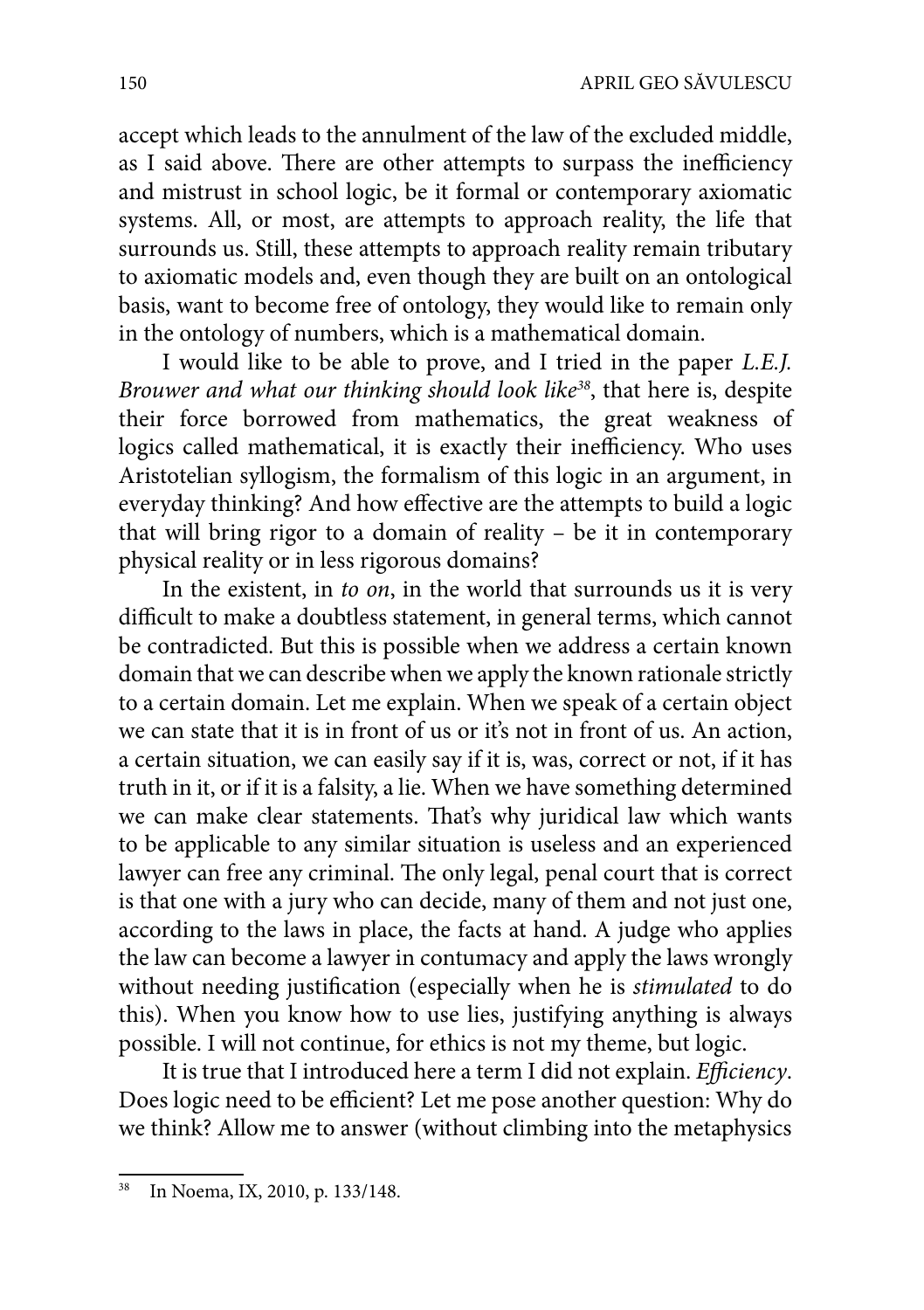accept which leads to the annulment of the law of the excluded middle, as I said above. There are other attempts to surpass the inefficiency and mistrust in school logic, be it formal or contemporary axiomatic systems. All, or most, are attempts to approach reality, the life that surrounds us. Still, these attempts to approach reality remain tributary to axiomatic models and, even though they are built on an ontological basis, want to become free of ontology, they would like to remain only in the ontology of numbers, which is a mathematical domain.

I would like to be able to prove, and I tried in the paper *L.E.J. Brouwer and what our thinking should look like*[38], that here is, despite their force borrowed from mathematics, the great weakness of logics called mathematical, it is exactly their inefficiency. Who uses Aristotelian syllogism, the formalism of this logic in an argument, in everyday thinking? And how effective are the attempts to build a logic that will bring rigor to a domain of reality – be it in contemporary physical reality or in less rigorous domains?

In the existent, in *to on*, in the world that surrounds us it is very difficult to make a doubtless statement, in general terms, which cannot be contradicted. But this is possible when we address a certain known domain that we can describe when we apply the known rationale strictly to a certain domain. Let me explain. When we speak of a certain object we can state that it is in front of us or it's not in front of us. An action, a certain situation, we can easily say if it is, was, correct or not, if it has truth in it, or if it is a falsity, a lie. When we have something determined we can make clear statements. That's why juridical law which wants to be applicable to any similar situation is useless and an experienced lawyer can free any criminal. The only legal, penal court that is correct is that one with a jury who can decide, many of them and not just one, according to the laws in place, the facts at hand. A judge who applies the law can become a lawyer in contumacy and apply the laws wrongly without needing justification (especially when he is *stimulated* to do this). When you know how to use lies, justifying anything is always possible. I will not continue, for ethics is not my theme, but logic.

It is true that I introduced here a term I did not explain. *Efficiency*. Does logic need to be efficient? Let me pose another question: Why do we think? Allow me to answer (without climbing into the metaphysics

---

[38] In Noema, IX, 2010, p. 133/148.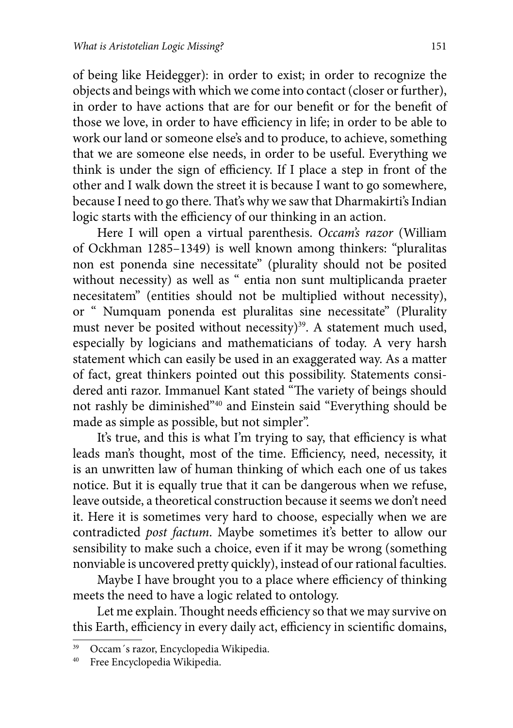of being like Heidegger): in order to exist; in order to recognize the objects and beings with which we come into contact (closer or further), in order to have actions that are for our benefit or for the benefit of those we love, in order to have efficiency in life; in order to be able to work our land or someone else's and to produce, to achieve, something that we are someone else needs, in order to be useful. Everything we think is under the sign of efficiency. If I place a step in front of the other and I walk down the street it is because I want to go somewhere, because I need to go there. That's why we saw that Dharmakirti's Indian logic starts with the efficiency of our thinking in an action.

Here I will open a virtual parenthesis. *Occam's razor* (William of Ockhman 1285–1349) is well known among thinkers: "pluralitas non est ponenda sine necessitate" (plurality should not be posited without necessity) as well as " entia non sunt multiplicanda praeter necesitatem" (entities should not be multiplied without necessity), or " Numquam ponenda est pluralitas sine necessitate" (Plurality must never be posited without necessity)[39]. A statement much used, especially by logicians and mathematicians of today. A very harsh statement which can easily be used in an exaggerated way. As a matter of fact, great thinkers pointed out this possibility. Statements considered anti razor. Immanuel Kant stated "The variety of beings should not rashly be diminished"[40] and Einstein said "Everything should be made as simple as possible, but not simpler".

It's true, and this is what I'm trying to say, that efficiency is what leads man's thought, most of the time. Efficiency, need, necessity, it is an unwritten law of human thinking of which each one of us takes notice. But it is equally true that it can be dangerous when we refuse, leave outside, a theoretical construction because it seems we don't need it. Here it is sometimes very hard to choose, especially when we are contradicted *post factum*. Maybe sometimes it's better to allow our sensibility to make such a choice, even if it may be wrong (something nonviable is uncovered pretty quickly), instead of our rational faculties.

Maybe I have brought you to a place where efficiency of thinking meets the need to have a logic related to ontology.

Let me explain. Thought needs efficiency so that we may survive on this Earth, efficiency in every daily act, efficiency in scientific domains,

---

[39] Occam´s razor, Encyclopedia Wikipedia.

[40] Free Encyclopedia Wikipedia.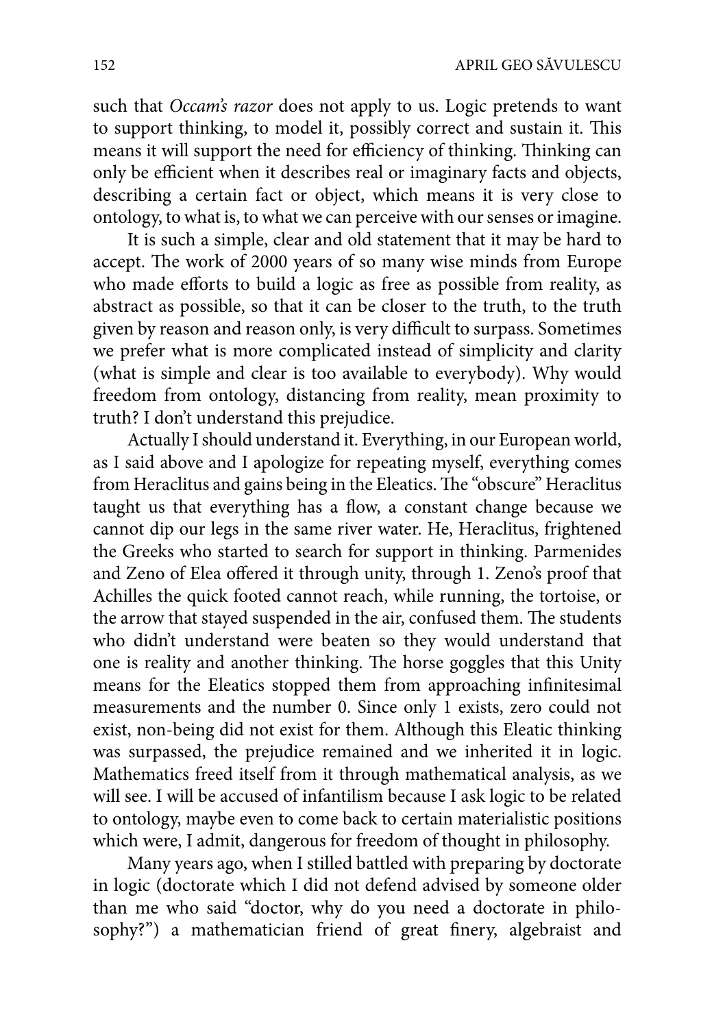such that *Occam's razor* does not apply to us. Logic pretends to want to support thinking, to model it, possibly correct and sustain it. This means it will support the need for efficiency of thinking. Thinking can only be efficient when it describes real or imaginary facts and objects, describing a certain fact or object, which means it is very close to ontology, to what is, to what we can perceive with our senses or imagine.

It is such a simple, clear and old statement that it may be hard to accept. The work of 2000 years of so many wise minds from Europe who made efforts to build a logic as free as possible from reality, as abstract as possible, so that it can be closer to the truth, to the truth given by reason and reason only, is very difficult to surpass. Sometimes we prefer what is more complicated instead of simplicity and clarity (what is simple and clear is too available to everybody). Why would freedom from ontology, distancing from reality, mean proximity to truth? I don't understand this prejudice.

Actually I should understand it. Everything, in our European world, as I said above and I apologize for repeating myself, everything comes from Heraclitus and gains being in the Eleatics. The "obscure" Heraclitus taught us that everything has a flow, a constant change because we cannot dip our legs in the same river water. He, Heraclitus, frightened the Greeks who started to search for support in thinking. Parmenides and Zeno of Elea offered it through unity, through 1. Zeno's proof that Achilles the quick footed cannot reach, while running, the tortoise, or the arrow that stayed suspended in the air, confused them. The students who didn't understand were beaten so they would understand that one is reality and another thinking. The horse goggles that this Unity means for the Eleatics stopped them from approaching infinitesimal measurements and the number 0. Since only 1 exists, zero could not exist, non-being did not exist for them. Although this Eleatic thinking was surpassed, the prejudice remained and we inherited it in logic. Mathematics freed itself from it through mathematical analysis, as we will see. I will be accused of infantilism because I ask logic to be related to ontology, maybe even to come back to certain materialistic positions which were, I admit, dangerous for freedom of thought in philosophy.

Many years ago, when I stilled battled with preparing by doctorate in logic (doctorate which I did not defend advised by someone older than me who said "doctor, why do you need a doctorate in philosophy?") a mathematician friend of great finery, algebraist and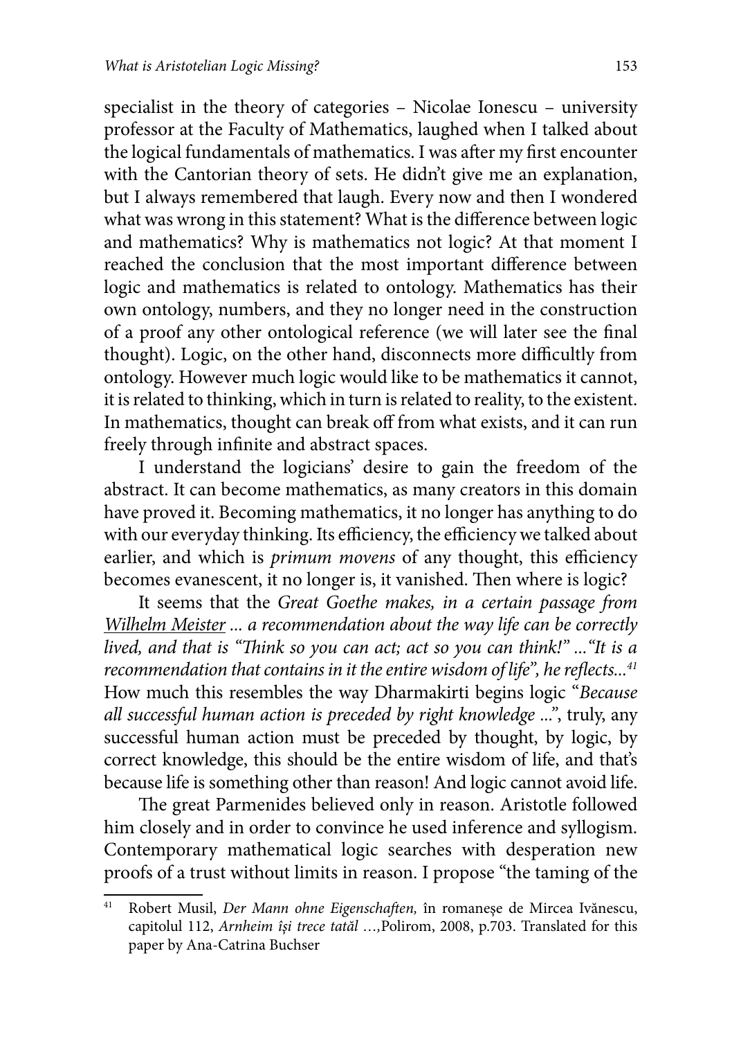specialist in the theory of categories – Nicolae Ionescu – university professor at the Faculty of Mathematics, laughed when I talked about the logical fundamentals of mathematics. I was after my first encounter with the Cantorian theory of sets. He didn't give me an explanation, but I always remembered that laugh. Every now and then I wondered what was wrong in this statement? What is the difference between logic and mathematics? Why is mathematics not logic? At that moment I reached the conclusion that the most important difference between logic and mathematics is related to ontology. Mathematics has their own ontology, numbers, and they no longer need in the construction of a proof any other ontological reference (we will later see the final thought). Logic, on the other hand, disconnects more difficultly from ontology. However much logic would like to be mathematics it cannot, it is related to thinking, which in turn is related to reality, to the existent. In mathematics, thought can break off from what exists, and it can run freely through infinite and abstract spaces.

I understand the logicians' desire to gain the freedom of the abstract. It can become mathematics, as many creators in this domain have proved it. Becoming mathematics, it no longer has anything to do with our everyday thinking. Its efficiency, the efficiency we talked about earlier, and which is *primum movens* of any thought, this efficiency becomes evanescent, it no longer is, it vanished. Then where is logic?

It seems that the *Great Goethe makes, in a certain passage from Wilhelm Meister ... a recommendation about the way life can be correctly lived, and that is "Think so you can act; act so you can think!" ..."It is a recommendation that contains in it the entire wisdom of life", he reflects...*[41] How much this resembles the way Dharmakirti begins logic "*Because all successful human action is preceded by right knowledge ...*", truly, any successful human action must be preceded by thought, by logic, by correct knowledge, this should be the entire wisdom of life, and that's because life is something other than reason! And logic cannot avoid life.

The great Parmenides believed only in reason. Aristotle followed him closely and in order to convince he used inference and syllogism. Contemporary mathematical logic searches with desperation new proofs of a trust without limits in reason. I propose "the taming of the

---

[41] Robert Musil, *Der Mann ohne Eigenschaften,* în romanește de Mircea Ivănescu, capitolul 112, *Arnheim își trece tatăl …,*Polirom, 2008, p.703. Translated for this paper by Ana-Catrina Buchser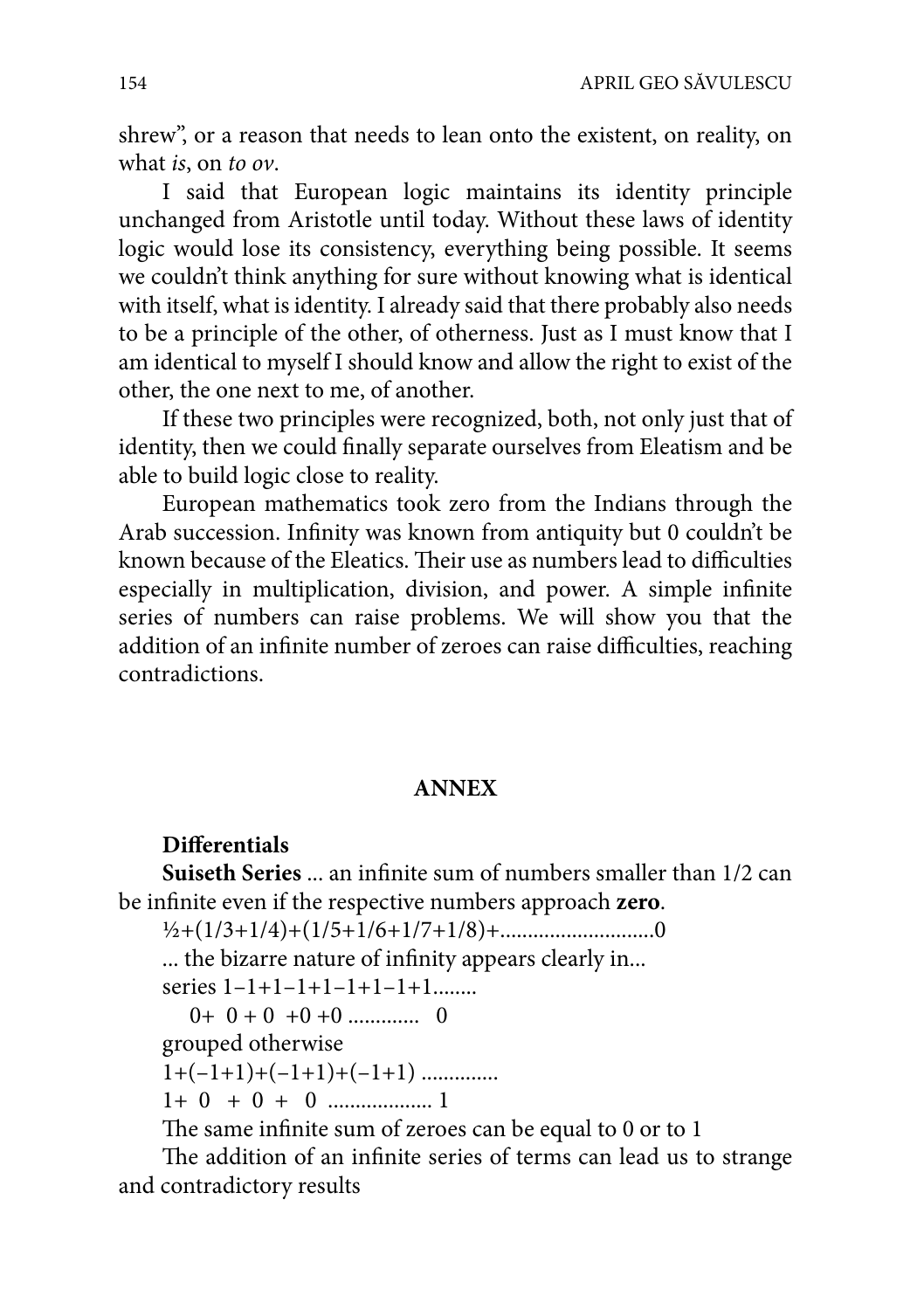shrew", or a reason that needs to lean onto the existent, on reality, on what *is*, on *to ov*.

I said that European logic maintains its identity principle unchanged from Aristotle until today. Without these laws of identity logic would lose its consistency, everything being possible. It seems we couldn't think anything for sure without knowing what is identical with itself, what is identity. I already said that there probably also needs to be a principle of the other, of otherness. Just as I must know that I am identical to myself I should know and allow the right to exist of the other, the one next to me, of another.

If these two principles were recognized, both, not only just that of identity, then we could finally separate ourselves from Eleatism and be able to build logic close to reality.

European mathematics took zero from the Indians through the Arab succession. Infinity was known from antiquity but 0 couldn't be known because of the Eleatics. Their use as numbers lead to difficulties especially in multiplication, division, and power. A simple infinite series of numbers can raise problems. We will show you that the addition of an infinite number of zeroes can raise difficulties, reaching contradictions.

## ANNEX

**Differentials**

**Suiseth Series** ... an infinite sum of numbers smaller than 1/2 can be infinite even if the respective numbers approach **zero**.

$\frac{1}{2}+(1/3+1/4)+(1/5+1/6+1/7+1/8)+$............................0

... the bizarre nature of infinity appears clearly in...

series $1-1+1-1+1-1+1-1+1$........

$0+\ 0+0\ +0+0$ ............. 0

grouped otherwise

$1+(-1+1)+(-1+1)+(-1+1)$ ..............

$1+\ 0\ +\ 0\ +\ 0$ .................. 1

The same infinite sum of zeroes can be equal to 0 or to 1

The addition of an infinite series of terms can lead us to strange and contradictory results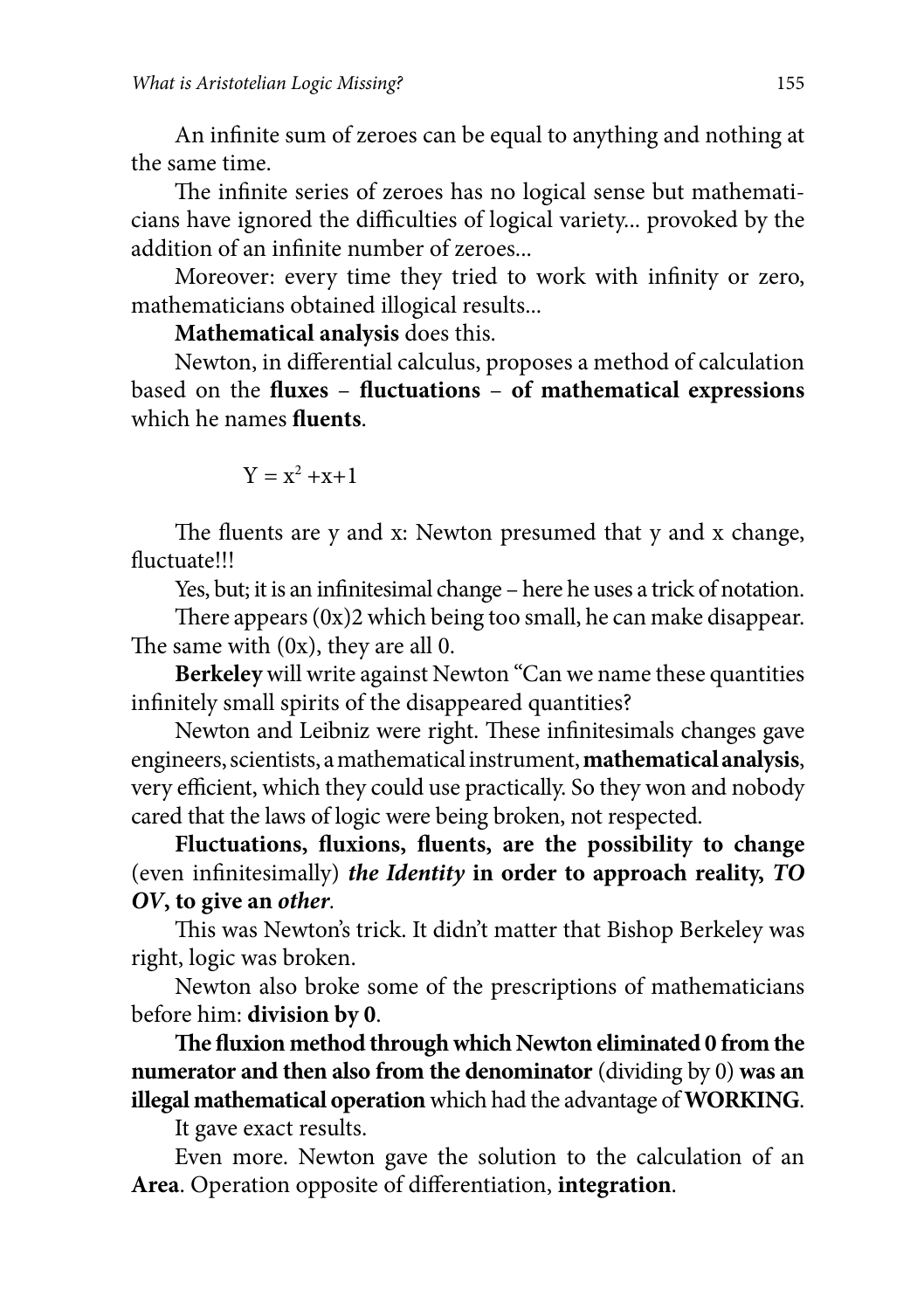An infinite sum of zeroes can be equal to anything and nothing at the same time.

The infinite series of zeroes has no logical sense but mathematicians have ignored the difficulties of logical variety... provoked by the addition of an infinite number of zeroes...

Moreover: every time they tried to work with infinity or zero, mathematicians obtained illogical results...

**Mathematical analysis** does this.

Newton, in differential calculus, proposes a method of calculation based on the **fluxes – fluctuations – of mathematical expressions** which he names **fluents**.

$$Y = x^2 + x + 1$$

The fluents are y and x: Newton presumed that y and x change, fluctuate!!!

Yes, but; it is an infinitesimal change – here he uses a trick of notation.

There appears (0x)2 which being too small, he can make disappear. The same with (0x), they are all 0.

**Berkeley** will write against Newton "Can we name these quantities infinitely small spirits of the disappeared quantities?

Newton and Leibniz were right. These infinitesimals changes gave engineers, scientists, a mathematical instrument, **mathematical analysis**, very efficient, which they could use practically. So they won and nobody cared that the laws of logic were being broken, not respected.

**Fluctuations, fluxions, fluents, are the possibility to change** (even infinitesimally) ***the Identity* in order to approach reality, *TO OV*, to give an *other*.**

This was Newton's trick. It didn't matter that Bishop Berkeley was right, logic was broken.

Newton also broke some of the prescriptions of mathematicians before him: **division by 0**.

**The fluxion method through which Newton eliminated 0 from the numerator and then also from the denominator** (dividing by 0) **was an illegal mathematical operation** which had the advantage of **WORKING**.

It gave exact results.

Even more. Newton gave the solution to the calculation of an **Area**. Operation opposite of differentiation, **integration**.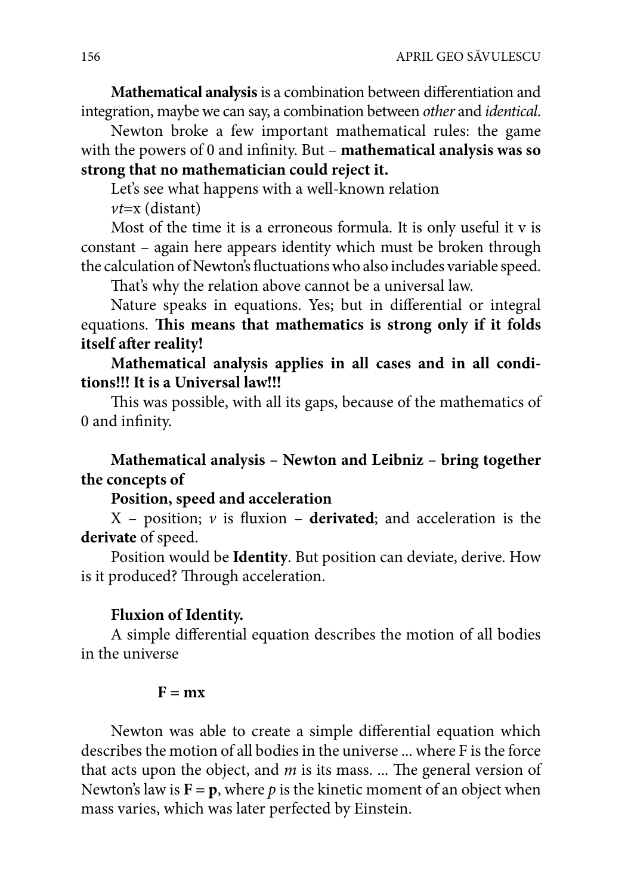**Mathematical analysis** is a combination between differentiation and integration, maybe we can say, a combination between *other* and *identical*.

Newton broke a few important mathematical rules: the game with the powers of 0 and infinity. But – **mathematical analysis was so strong that no mathematician could reject it.**

Let's see what happens with a well-known relation

$vt$=x (distant)

Most of the time it is a erroneous formula. It is only useful it v is constant – again here appears identity which must be broken through the calculation of Newton's fluctuations who also includes variable speed.

That's why the relation above cannot be a universal law.

Nature speaks in equations. Yes; but in differential or integral equations. **This means that mathematics is strong only if it folds itself after reality!**

**Mathematical analysis applies in all cases and in all conditions!!! It is a Universal law!!!**

This was possible, with all its gaps, because of the mathematics of 0 and infinity.

**Mathematical analysis – Newton and Leibniz – bring together the concepts of**

**Position, speed and acceleration**

X – position; $v$ is fluxion – **derivated**; and acceleration is the **derivate** of speed.

Position would be **Identity**. But position can deviate, derive. How is it produced? Through acceleration.

**Fluxion of Identity.**

A simple differential equation describes the motion of all bodies in the universe

$$\mathbf{F = mx}$$

Newton was able to create a simple differential equation which describes the motion of all bodies in the universe ... where F is the force that acts upon the object, and $m$ is its mass. ... The general version of Newton's law is $\mathbf{F = p}$, where $p$ is the kinetic moment of an object when mass varies, which was later perfected by Einstein.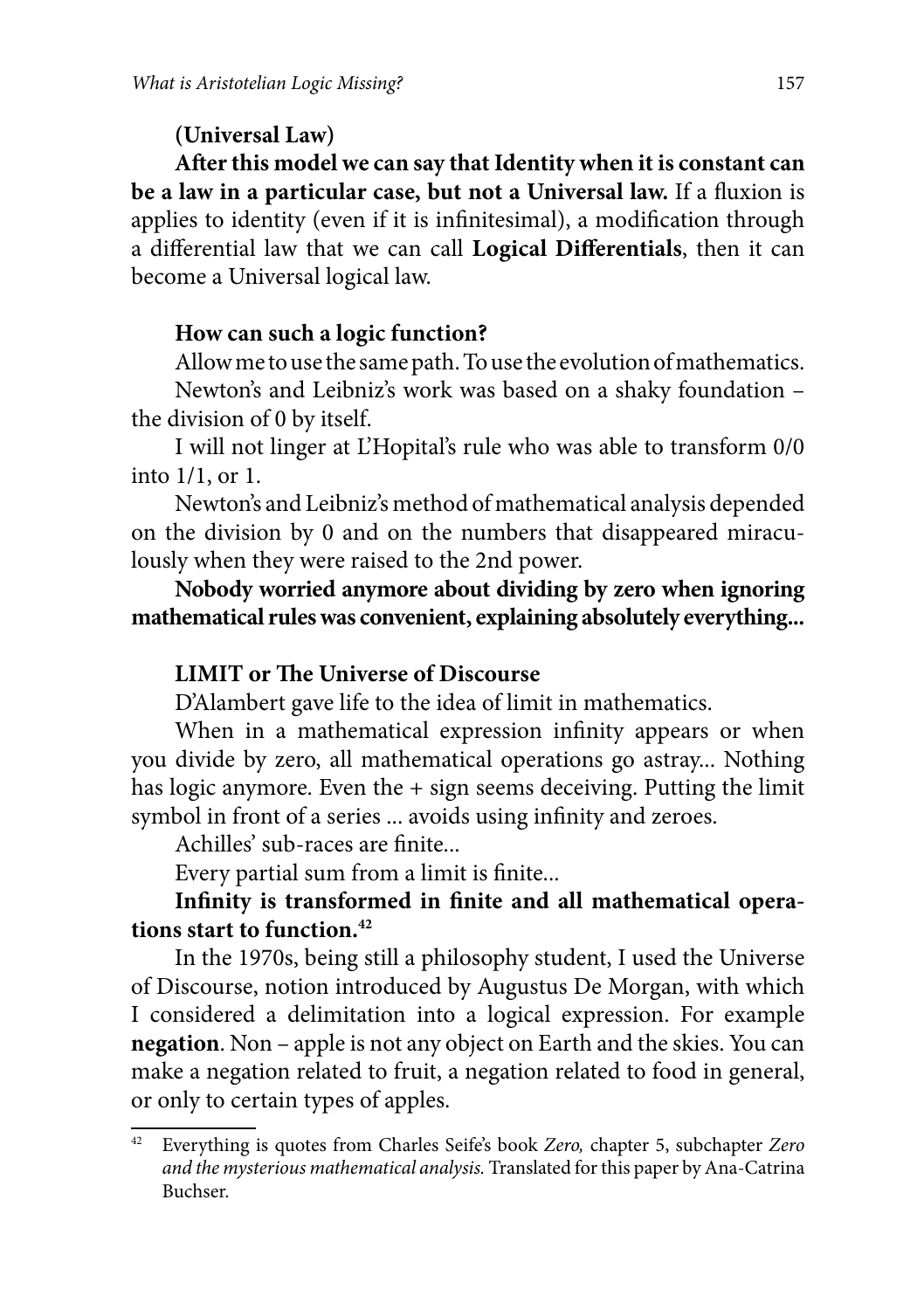**(Universal Law)**

**After this model we can say that Identity when it is constant can be a law in a particular case, but not a Universal law.** If a fluxion is applies to identity (even if it is infinitesimal), a modification through a differential law that we can call **Logical Differentials**, then it can become a Universal logical law.

**How can such a logic function?**

Allow me to use the same path. To use the evolution of mathematics.

Newton's and Leibniz's work was based on a shaky foundation – the division of 0 by itself.

I will not linger at L'Hopital's rule who was able to transform 0/0 into 1/1, or 1.

Newton's and Leibniz's method of mathematical analysis depended on the division by 0 and on the numbers that disappeared miraculously when they were raised to the 2nd power.

**Nobody worried anymore about dividing by zero when ignoring mathematical rules was convenient, explaining absolutely everything...**

**LIMIT or The Universe of Discourse**

D'Alambert gave life to the idea of limit in mathematics.

When in a mathematical expression infinity appears or when you divide by zero, all mathematical operations go astray... Nothing has logic anymore. Even the + sign seems deceiving. Putting the limit symbol in front of a series ... avoids using infinity and zeroes.

Achilles' sub-races are finite...

Every partial sum from a limit is finite...

**Infinity is transformed in finite and all mathematical operations start to function.**[42]

In the 1970s, being still a philosophy student, I used the Universe of Discourse, notion introduced by Augustus De Morgan, with which I considered a delimitation into a logical expression. For example **negation**. Non – apple is not any object on Earth and the skies. You can make a negation related to fruit, a negation related to food in general, or only to certain types of apples.

---

[42] Everything is quotes from Charles Seife's book *Zero,* chapter 5, subchapter *Zero and the mysterious mathematical analysis.* Translated for this paper by Ana-Catrina Buchser.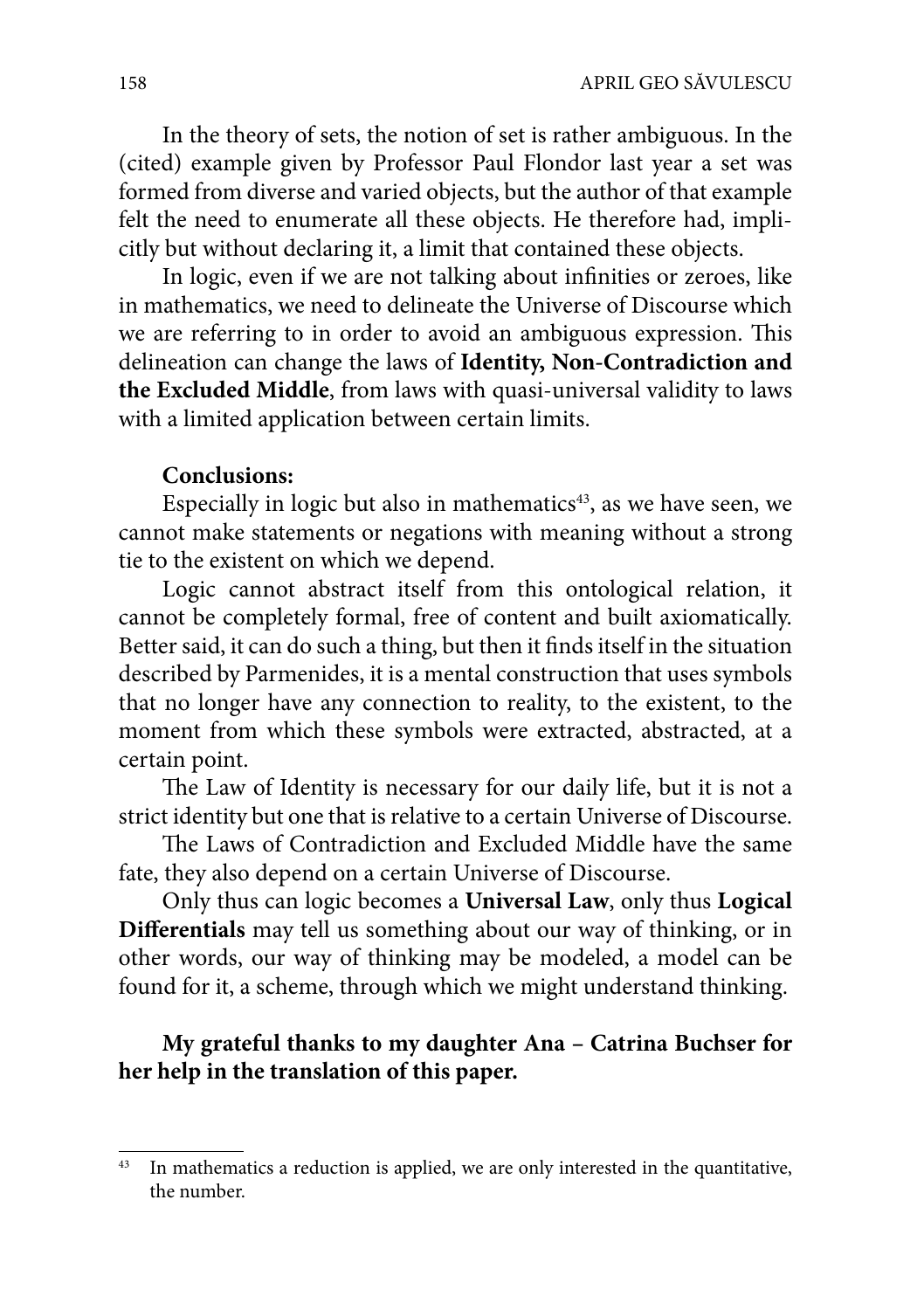In the theory of sets, the notion of set is rather ambiguous. In the (cited) example given by Professor Paul Flondor last year a set was formed from diverse and varied objects, but the author of that example felt the need to enumerate all these objects. He therefore had, implicitly but without declaring it, a limit that contained these objects.

In logic, even if we are not talking about infinities or zeroes, like in mathematics, we need to delineate the Universe of Discourse which we are referring to in order to avoid an ambiguous expression. This delineation can change the laws of **Identity, Non-Contradiction and the Excluded Middle**, from laws with quasi-universal validity to laws with a limited application between certain limits.

**Conclusions:**

Especially in logic but also in mathematics[43], as we have seen, we cannot make statements or negations with meaning without a strong tie to the existent on which we depend.

Logic cannot abstract itself from this ontological relation, it cannot be completely formal, free of content and built axiomatically. Better said, it can do such a thing, but then it finds itself in the situation described by Parmenides, it is a mental construction that uses symbols that no longer have any connection to reality, to the existent, to the moment from which these symbols were extracted, abstracted, at a certain point.

The Law of Identity is necessary for our daily life, but it is not a strict identity but one that is relative to a certain Universe of Discourse.

The Laws of Contradiction and Excluded Middle have the same fate, they also depend on a certain Universe of Discourse.

Only thus can logic becomes a **Universal Law**, only thus **Logical Differentials** may tell us something about our way of thinking, or in other words, our way of thinking may be modeled, a model can be found for it, a scheme, through which we might understand thinking.

**My grateful thanks to my daughter Ana – Catrina Buchser for her help in the translation of this paper.**

---

[43] In mathematics a reduction is applied, we are only interested in the quantitative, the number.